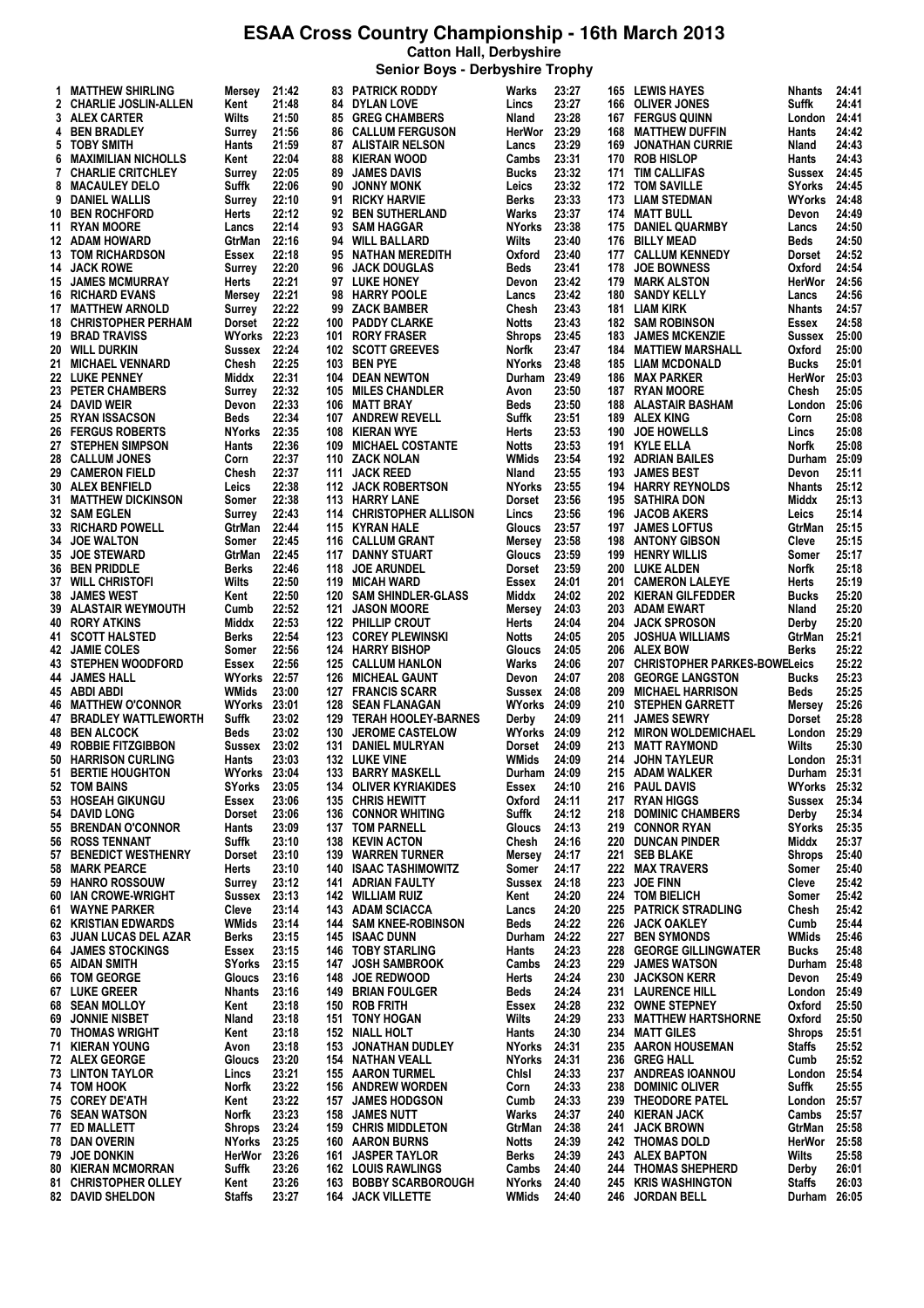# ESAA Cross Country Championship - 16th March 2013

**Catton Hall, Derbyshire**

**Senior Boys - Derbyshire Trophy**

| Pos | Name | County | Time |
|---|---|---|---|
| 1 | MATTHEW SHIRLING | Mersey | 21:42 |
| 2 | CHARLIE JOSLIN-ALLEN | Kent | 21:48 |
| 3 | ALEX CARTER | Wilts | 21:50 |
| 4 | BEN BRADLEY | Surrey | 21:56 |
| 5 | TOBY SMITH | Hants | 21:59 |
| 6 | MAXIMILIAN NICHOLLS | Kent | 22:04 |
| 7 | CHARLIE CRITCHLEY | Surrey | 22:05 |
| 8 | MACAULEY DELO | Suffk | 22:06 |
| 9 | DANIEL WALLIS | Surrey | 22:10 |
| 10 | BEN ROCHFORD | Herts | 22:12 |
| 11 | RYAN MOORE | Lancs | 22:14 |
| 12 | ADAM HOWARD | GtrMan | 22:16 |
| 13 | TOM RICHARDSON | Essex | 22:18 |
| 14 | JACK ROWE | Surrey | 22:20 |
| 15 | JAMES MCMURRAY | Herts | 22:21 |
| 16 | RICHARD EVANS | Mersey | 22:21 |
| 17 | MATTHEW ARNOLD | Surrey | 22:22 |
| 18 | CHRISTOPHER PERHAM | Dorset | 22:22 |
| 19 | BRAD TRAVISS | WYorks | 22:23 |
| 20 | WILL DURKIN | Sussex | 22:24 |
| 21 | MICHAEL VENNARD | Chesh | 22:25 |
| 22 | LUKE PENNEY | Middx | 22:31 |
| 23 | PETER CHAMBERS | Surrey | 22:32 |
| 24 | DAVID WEIR | Devon | 22:33 |
| 25 | RYAN ISSACSON | Beds | 22:34 |
| 26 | FERGUS ROBERTS | NYorks | 22:35 |
| 27 | STEPHEN SIMPSON | Hants | 22:36 |
| 28 | CALLUM JONES | Corn | 22:37 |
| 29 | CAMERON FIELD | Chesh | 22:37 |
| 30 | ALEX BENFIELD | Leics | 22:38 |
| 31 | MATTHEW DICKINSON | Somer | 22:38 |
| 32 | SAM EGLEN | Surrey | 22:43 |
| 33 | RICHARD POWELL | GtrMan | 22:44 |
| 34 | JOE WALTON | Somer | 22:45 |
| 35 | JOE STEWARD | GtrMan | 22:45 |
| 36 | BEN PRIDDLE | Berks | 22:46 |
| 37 | WILL CHRISTOFI | Wilts | 22:50 |
| 38 | JAMES WEST | Kent | 22:50 |
| 39 | ALASTAIR WEYMOUTH | Cumb | 22:52 |
| 40 | RORY ATKINS | Middx | 22:53 |
| 41 | SCOTT HALSTED | Berks | 22:54 |
| 42 | JAMIE COLES | Somer | 22:56 |
| 43 | STEPHEN WOODFORD | Essex | 22:56 |
| 44 | JAMES HALL | WYorks | 22:57 |
| 45 | ABDI ABDI | WMids | 23:00 |
| 46 | MATTHEW O'CONNOR | WYorks | 23:01 |
| 47 | BRADLEY WATTLEWORTH | Suffk | 23:02 |
| 48 | BEN ALCOCK | Beds | 23:02 |
| 49 | ROBBIE FITZGIBBON | Sussex | 23:02 |
| 50 | HARRISON CURLING | Hants | 23:03 |
| 51 | BERTIE HOUGHTON | WYorks | 23:04 |
| 52 | TOM BAINS | SYorks | 23:05 |
| 53 | HOSEAH GIKUNGU | Essex | 23:06 |
| 54 | DAVID LONG | Dorset | 23:06 |
| 55 | BRENDAN O'CONNOR | Hants | 23:09 |
| 56 | ROSS TENNANT | Suffk | 23:10 |
| 57 | BENEDICT WESTHENRY | Dorset | 23:10 |
| 58 | MARK PEARCE | Herts | 23:10 |
| 59 | HANRO ROSSOUW | Surrey | 23:12 |
| 60 | IAN CROWE-WRIGHT | Sussex | 23:13 |
| 61 | WAYNE PARKER | Cleve | 23:14 |
| 62 | KRISTIAN EDWARDS | WMids | 23:14 |
| 63 | JUAN LUCAS DEL AZAR | Berks | 23:15 |
| 64 | JAMES STOCKINGS | Essex | 23:15 |
| 65 | AIDAN SMITH | SYorks | 23:15 |
| 66 | TOM GEORGE | Gloucs | 23:16 |
| 67 | LUKE GREER | Nhants | 23:16 |
| 68 | SEAN MOLLOY | Kent | 23:18 |
| 69 | JONNIE NISBET | Nland | 23:18 |
| 70 | THOMAS WRIGHT | Kent | 23:18 |
| 71 | KIERAN YOUNG | Avon | 23:18 |
| 72 | ALEX GEORGE | Gloucs | 23:20 |
| 73 | LINTON TAYLOR | Lincs | 23:21 |
| 74 | TOM HOOK | Norfk | 23:22 |
| 75 | COREY DE'ATH | Kent | 23:22 |
| 76 | SEAN WATSON | Norfk | 23:23 |
| 77 | ED MALLETT | Shrops | 23:24 |
| 78 | DAN OVERIN | NYorks | 23:25 |
| 79 | JOE DONKIN | HerWor | 23:26 |
| 80 | KIERAN MCMORRAN | Suffk | 23:26 |
| 81 | CHRISTOPHER OLLEY | Kent | 23:26 |
| 82 | DAVID SHELDON | Staffs | 23:27 |
| 83 | PATRICK RODDY | Warks | 23:27 |
| 84 | DYLAN LOVE | Lincs | 23:27 |
| 85 | GREG CHAMBERS | Nland | 23:28 |
| 86 | CALLUM FERGUSON | HerWor | 23:29 |
| 87 | ALISTAIR NELSON | Lancs | 23:29 |
| 88 | KIERAN WOOD | Cambs | 23:31 |
| 89 | JAMES DAVIS | Bucks | 23:32 |
| 90 | JONNY MONK | Leics | 23:32 |
| 91 | RICKY HARVIE | Berks | 23:33 |
| 92 | BEN SUTHERLAND | Warks | 23:37 |
| 93 | SAM HAGGAR | NYorks | 23:38 |
| 94 | WILL BALLARD | Wilts | 23:40 |
| 95 | NATHAN MEREDITH | Oxford | 23:40 |
| 96 | JACK DOUGLAS | Beds | 23:41 |
| 97 | LUKE HONEY | Devon | 23:42 |
| 98 | HARRY POOLE | Lancs | 23:42 |
| 99 | ZACK BAMBER | Chesh | 23:43 |
| 100 | PADDY CLARKE | Notts | 23:43 |
| 101 | RORY FRASER | Shrops | 23:45 |
| 102 | SCOTT GREEVES | Norfk | 23:47 |
| 103 | BEN PYE | NYorks | 23:48 |
| 104 | DEAN NEWTON | Durham | 23:49 |
| 105 | MILES CHANDLER | Avon | 23:50 |
| 106 | MATT BRAY | Beds | 23:50 |
| 107 | ANDREW REVELL | Suffk | 23:51 |
| 108 | KIERAN WYE | Herts | 23:53 |
| 109 | MICHAEL COSTANTE | Notts | 23:53 |
| 110 | ZACK NOLAN | WMids | 23:54 |
| 111 | JACK REED | Nland | 23:55 |
| 112 | JACK ROBERTSON | NYorks | 23:55 |
| 113 | HARRY LANE | Dorset | 23:56 |
| 114 | CHRISTOPHER ALLISON | Lincs | 23:56 |
| 115 | KYRAN HALE | Gloucs | 23:57 |
| 116 | CALLUM GRANT | Mersey | 23:58 |
| 117 | DANNY STUART | Gloucs | 23:59 |
| 118 | JOE ARUNDEL | Dorset | 23:59 |
| 119 | MICAH WARD | Essex | 24:01 |
| 120 | SAM SHINDLER-GLASS | Middx | 24:02 |
| 121 | JASON MOORE | Mersey | 24:03 |
| 122 | PHILLIP CROUT | Herts | 24:04 |
| 123 | COREY PLEWINSKI | Notts | 24:05 |
| 124 | HARRY BISHOP | Gloucs | 24:05 |
| 125 | CALLUM HANLON | Warks | 24:06 |
| 126 | MICHEAL GAUNT | Devon | 24:07 |
| 127 | FRANCIS SCARR | Sussex | 24:08 |
| 128 | SEAN FLANAGAN | WYorks | 24:09 |
| 129 | TERAH HOOLEY-BARNES | Derby | 24:09 |
| 130 | JEROME CASTELOW | WYorks | 24:09 |
| 131 | DANIEL MULRYAN | Dorset | 24:09 |
| 132 | LUKE VINE | WMids | 24:09 |
| 133 | BARRY MASKELL | Durham | 24:09 |
| 134 | OLIVER KYRIAKIDES | Essex | 24:10 |
| 135 | CHRIS HEWITT | Oxford | 24:11 |
| 136 | CONNOR WHITING | Suffk | 24:12 |
| 137 | TOM PARNELL | Gloucs | 24:13 |
| 138 | KEVIN ACTON | Chesh | 24:16 |
| 139 | WARREN TURNER | Mersey | 24:17 |
| 140 | ISAAC TASHIMOWITZ | Somer | 24:17 |
| 141 | ADRIAN FAULTY | Sussex | 24:18 |
| 142 | WILLIAM RUIZ | Kent | 24:20 |
| 143 | ADAM SCIACCA | Lancs | 24:20 |
| 144 | SAM KNEE-ROBINSON | Beds | 24:22 |
| 145 | ISAAC DUNN | Durham | 24:22 |
| 146 | TOBY STARLING | Hants | 24:23 |
| 147 | JOSH SAMBROOK | Cambs | 24:23 |
| 148 | JOE REDWOOD | Herts | 24:24 |
| 149 | BRIAN FOULGER | Beds | 24:24 |
| 150 | ROB FRITH | Essex | 24:28 |
| 151 | TONY HOGAN | Wilts | 24:29 |
| 152 | NIALL HOLT | Hants | 24:30 |
| 153 | JONATHAN DUDLEY | NYorks | 24:31 |
| 154 | NATHAN VEALL | NYorks | 24:31 |
| 155 | AARON TURMEL | ChIsl | 24:33 |
| 156 | ANDREW WORDEN | Corn | 24:33 |
| 157 | JAMES HODGSON | Cumb | 24:33 |
| 158 | JAMES NUTT | Warks | 24:37 |
| 159 | CHRIS MIDDLETON | GtrMan | 24:38 |
| 160 | AARON BURNS | Notts | 24:39 |
| 161 | JASPER TAYLOR | Berks | 24:39 |
| 162 | LOUIS RAWLINGS | Cambs | 24:40 |
| 163 | BOBBY SCARBOROUGH | NYorks | 24:40 |
| 164 | JACK VILLETTE | WMids | 24:40 |
| 165 | LEWIS HAYES | Nhants | 24:41 |
| 166 | OLIVER JONES | Suffk | 24:41 |
| 167 | FERGUS QUINN | London | 24:41 |
| 168 | MATTHEW DUFFIN | Hants | 24:42 |
| 169 | JONATHAN CURRIE | Nland | 24:43 |
| 170 | ROB HISLOP | Hants | 24:43 |
| 171 | TIM CALLIFAS | Sussex | 24:45 |
| 172 | TOM SAVILLE | SYorks | 24:45 |
| 173 | LIAM STEDMAN | WYorks | 24:48 |
| 174 | MATT BULL | Devon | 24:49 |
| 175 | DANIEL QUARMBY | Lancs | 24:50 |
| 176 | BILLY MEAD | Beds | 24:50 |
| 177 | CALLUM KENNEDY | Dorset | 24:52 |
| 178 | JOE BOWNESS | Oxford | 24:54 |
| 179 | MARK ALSTON | HerWor | 24:56 |
| 180 | SANDY KELLY | Lancs | 24:56 |
| 181 | LIAM KIRK | Nhants | 24:57 |
| 182 | SAM ROBINSON | Essex | 24:58 |
| 183 | JAMES MCKENZIE | Sussex | 25:00 |
| 184 | MATTIEW MARSHALL | Oxford | 25:00 |
| 185 | LIAM MCDONALD | Bucks | 25:01 |
| 186 | MAX PARKER | HerWor | 25:03 |
| 187 | RYAN MOORE | Chesh | 25:05 |
| 188 | ALASTAIR BASHAM | London | 25:06 |
| 189 | ALEX KING | Corn | 25:08 |
| 190 | JOE HOWELLS | Lincs | 25:08 |
| 191 | KYLE ELLA | Norfk | 25:08 |
| 192 | ADRIAN BAILES | Durham | 25:09 |
| 193 | JAMES BEST | Devon | 25:11 |
| 194 | HARRY REYNOLDS | Nhants | 25:12 |
| 195 | SATHIRA DON | Middx | 25:13 |
| 196 | JACOB AKERS | Leics | 25:14 |
| 197 | JAMES LOFTUS | GtrMan | 25:15 |
| 198 | ANTONY GIBSON | Cleve | 25:15 |
| 199 | HENRY WILLIS | Somer | 25:17 |
| 200 | LUKE ALDEN | Norfk | 25:18 |
| 201 | CAMERON LALEYE | Herts | 25:19 |
| 202 | KIERAN GILFEDDER | Bucks | 25:20 |
| 203 | ADAM EWART | Nland | 25:20 |
| 204 | JACK SPROSON | Derby | 25:20 |
| 205 | JOSHUA WILLIAMS | GtrMan | 25:21 |
| 206 | ALEX BOW | Berks | 25:22 |
| 207 | CHRISTOPHER PARKES-BOWE | Leics | 25:22 |
| 208 | GEORGE LANGSTON | Bucks | 25:23 |
| 209 | MICHAEL HARRISON | Beds | 25:25 |
| 210 | STEPHEN GARRETT | Mersey | 25:26 |
| 211 | JAMES SEWRY | Dorset | 25:28 |
| 212 | MIRON WOLDEMICHAEL | London | 25:29 |
| 213 | MATT RAYMOND | Wilts | 25:30 |
| 214 | JOHN TAYLEUR | London | 25:31 |
| 215 | ADAM WALKER | Durham | 25:31 |
| 216 | PAUL DAVIS | WYorks | 25:32 |
| 217 | RYAN HIGGS | Sussex | 25:34 |
| 218 | DOMINIC CHAMBERS | Derby | 25:34 |
| 219 | CONNOR RYAN | SYorks | 25:35 |
| 220 | DUNCAN PINDER | Middx | 25:37 |
| 221 | SEB BLAKE | Shrops | 25:40 |
| 222 | MAX TRAVERS | Somer | 25:40 |
| 223 | JOE FINN | Cleve | 25:42 |
| 224 | TOM BIELICH | Somer | 25:42 |
| 225 | PATRICK STRADLING | Chesh | 25:42 |
| 226 | JACK OAKLEY | Cumb | 25:44 |
| 227 | BEN SYMONDS | WMids | 25:46 |
| 228 | GEORGE GILLINGWATER | Bucks | 25:48 |
| 229 | JAMES WATSON | Durham | 25:48 |
| 230 | JACKSON KERR | Devon | 25:49 |
| 231 | LAURENCE HILL | London | 25:49 |
| 232 | OWNE STEPNEY | Oxford | 25:50 |
| 233 | MATTHEW HARTSHORNE | Oxford | 25:50 |
| 234 | MATT GILES | Shrops | 25:51 |
| 235 | AARON HOUSEMAN | Staffs | 25:52 |
| 236 | GREG HALL | Cumb | 25:52 |
| 237 | ANDREAS IOANNOU | London | 25:54 |
| 238 | DOMINIC OLIVER | Suffk | 25:55 |
| 239 | THEODORE PATEL | London | 25:57 |
| 240 | KIERAN JACK | Cambs | 25:57 |
| 241 | JACK BROWN | GtrMan | 25:58 |
| 242 | THOMAS DOLD | HerWor | 25:58 |
| 243 | ALEX BAPTON | Wilts | 25:58 |
| 244 | THOMAS SHEPHERD | Derby | 26:01 |
| 245 | KRIS WASHINGTON | Staffs | 26:03 |
| 246 | JORDAN BELL | Durham | 26:05 |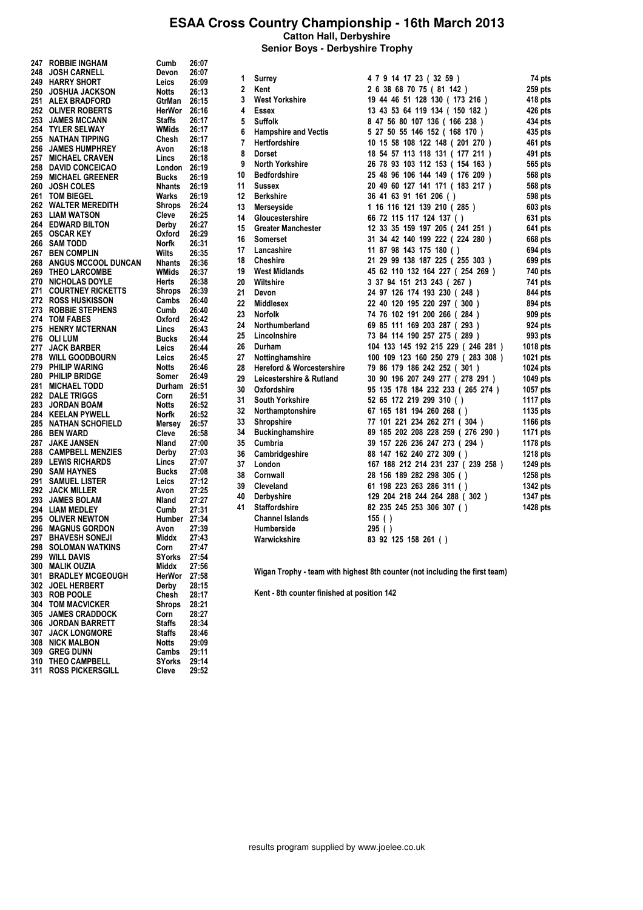# ESAA Cross Country Championship - 16th March 2013

**Catton Hall, Derbyshire**

**Senior Boys - Derbyshire Trophy**

| Pos | Name | County | Time |
|---|---|---|---|
| 247 | ROBBIE INGHAM | Cumb | 26:07 |
| 248 | JOSH CARNELL | Devon | 26:07 |
| 249 | HARRY SHORT | Leics | 26:09 |
| 250 | JOSHUA JACKSON | Notts | 26:13 |
| 251 | ALEX BRADFORD | GtrMan | 26:15 |
| 252 | OLIVER ROBERTS | HerWor | 26:16 |
| 253 | JAMES MCCANN | Staffs | 26:17 |
| 254 | TYLER SELWAY | WMids | 26:17 |
| 255 | NATHAN TIPPING | Chesh | 26:17 |
| 256 | JAMES HUMPHREY | Avon | 26:18 |
| 257 | MICHAEL CRAVEN | Lincs | 26:18 |
| 258 | DAVID CONCEICAO | London | 26:19 |
| 259 | MICHAEL GREENER | Bucks | 26:19 |
| 260 | JOSH COLES | Nhants | 26:19 |
| 261 | TOM BIEGEL | Warks | 26:19 |
| 262 | WALTER MEREDITH | Shrops | 26:24 |
| 263 | LIAM WATSON | Cleve | 26:25 |
| 264 | EDWARD BILTON | Derby | 26:27 |
| 265 | OSCAR KEY | Oxford | 26:29 |
| 266 | SAM TODD | Norfk | 26:31 |
| 267 | BEN COMPLIN | Wilts | 26:35 |
| 268 | ANGUS MCCOOL DUNCAN | Nhants | 26:36 |
| 269 | THEO LARCOMBE | WMids | 26:37 |
| 270 | NICHOLAS DOYLE | Herts | 26:38 |
| 271 | COURTNEY RICKETTS | Shrops | 26:39 |
| 272 | ROSS HUSKISSON | Cambs | 26:40 |
| 273 | ROBBIE STEPHENS | Cumb | 26:40 |
| 274 | TOM FABES | Oxford | 26:42 |
| 275 | HENRY MCTERNAN | Lincs | 26:43 |
| 276 | OLI LUM | Bucks | 26:44 |
| 277 | JACK BARBER | Leics | 26:44 |
| 278 | WILL GOODBOURN | Leics | 26:45 |
| 279 | PHILIP WARING | Notts | 26:46 |
| 280 | PHILIP BRIDGE | Somer | 26:49 |
| 281 | MICHAEL TODD | Durham | 26:51 |
| 282 | DALE TRIGGS | Corn | 26:51 |
| 283 | JORDAN BOAM | Notts | 26:52 |
| 284 | KEELAN PYWELL | Norfk | 26:52 |
| 285 | NATHAN SCHOFIELD | Mersey | 26:57 |
| 286 | BEN WARD | Cleve | 26:58 |
| 287 | JAKE JANSEN | Nland | 27:00 |
| 288 | CAMPBELL MENZIES | Derby | 27:03 |
| 289 | LEWIS RICHARDS | Lincs | 27:07 |
| 290 | SAM HAYNES | Bucks | 27:08 |
| 291 | SAMUEL LISTER | Leics | 27:12 |
| 292 | JACK MILLER | Avon | 27:25 |
| 293 | JAMES BOLAM | Nland | 27:27 |
| 294 | LIAM MEDLEY | Cumb | 27:31 |
| 295 | OLIVER NEWTON | Humber | 27:34 |
| 296 | MAGNUS GORDON | Avon | 27:39 |
| 297 | BHAVESH SONEJI | Middx | 27:43 |
| 298 | SOLOMAN WATKINS | Corn | 27:47 |
| 299 | WILL DAVIS | SYorks | 27:54 |
| 300 | MALIK OUZIA | Middx | 27:56 |
| 301 | BRADLEY MCGEOUGH | HerWor | 27:58 |
| 302 | JOEL HERBERT | Derby | 28:15 |
| 303 | ROB POOLE | Chesh | 28:17 |
| 304 | TOM MACVICKER | Shrops | 28:21 |
| 305 | JAMES CRADDOCK | Corn | 28:27 |
| 306 | JORDAN BARRETT | Staffs | 28:34 |
| 307 | JACK LONGMORE | Staffs | 28:46 |
| 308 | NICK MALBON | Notts | 29:09 |
| 309 | GREG DUNN | Cambs | 29:11 |
| 310 | THEO CAMPBELL | SYorks | 29:14 |
| 311 | ROSS PICKERSGILL | Cleve | 29:52 |

| Pos | Team | Counters | Points |
|---|---|---|---|
| 1 | Surrey | 4 7 9 14 17 23 ( 32 59 ) | 74 pts |
| 2 | Kent | 2 6 38 68 70 75 ( 81 142 ) | 259 pts |
| 3 | West Yorkshire | 19 44 46 51 128 130 ( 173 216 ) | 418 pts |
| 4 | Essex | 13 43 53 64 119 134 ( 150 182 ) | 426 pts |
| 5 | Suffolk | 8 47 56 80 107 136 ( 166 238 ) | 434 pts |
| 6 | Hampshire and Vectis | 5 27 50 55 146 152 ( 168 170 ) | 435 pts |
| 7 | Hertfordshire | 10 15 58 108 122 148 ( 201 270 ) | 461 pts |
| 8 | Dorset | 18 54 57 113 118 131 ( 177 211 ) | 491 pts |
| 9 | North Yorkshire | 26 78 93 103 112 153 ( 154 163 ) | 565 pts |
| 10 | Bedfordshire | 25 48 96 106 144 149 ( 176 209 ) | 568 pts |
| 11 | Sussex | 20 49 60 127 141 171 ( 183 217 ) | 568 pts |
| 12 | Berkshire | 36 41 63 91 161 206 ( ) | 598 pts |
| 13 | Merseyside | 1 16 116 121 139 210 ( 285 ) | 603 pts |
| 14 | Gloucestershire | 66 72 115 117 124 137 ( ) | 631 pts |
| 15 | Greater Manchester | 12 33 35 159 197 205 ( 241 251 ) | 641 pts |
| 16 | Somerset | 31 34 42 140 199 222 ( 224 280 ) | 668 pts |
| 17 | Lancashire | 11 87 98 143 175 180 ( ) | 694 pts |
| 18 | Cheshire | 21 29 99 138 187 225 ( 255 303 ) | 699 pts |
| 19 | West Midlands | 45 62 110 132 164 227 ( 254 269 ) | 740 pts |
| 20 | Wiltshire | 3 37 94 151 213 243 ( 267 ) | 741 pts |
| 21 | Devon | 24 97 126 174 193 230 ( 248 ) | 844 pts |
| 22 | Middlesex | 22 40 120 195 220 297 ( 300 ) | 894 pts |
| 23 | Norfolk | 74 76 102 191 200 266 ( 284 ) | 909 pts |
| 24 | Northumberland | 69 85 111 169 203 287 ( 293 ) | 924 pts |
| 25 | Lincolnshire | 73 84 114 190 257 275 ( 289 ) | 993 pts |
| 26 | Durham | 104 133 145 192 215 229 ( 246 281 ) | 1018 pts |
| 27 | Nottinghamshire | 100 109 123 160 250 279 ( 283 308 ) | 1021 pts |
| 28 | Hereford & Worcestershire | 79 86 179 186 242 252 ( 301 ) | 1024 pts |
| 29 | Leicestershire & Rutland | 30 90 196 207 249 277 ( 278 291 ) | 1049 pts |
| 30 | Oxfordshire | 95 135 178 184 232 233 ( 265 274 ) | 1057 pts |
| 31 | South Yorkshire | 52 65 172 219 299 310 ( ) | 1117 pts |
| 32 | Northamptonshire | 67 165 181 194 260 268 ( ) | 1135 pts |
| 33 | Shropshire | 77 101 221 234 262 271 ( 304 ) | 1166 pts |
| 34 | Buckinghamshire | 89 185 202 208 228 259 ( 276 290 ) | 1171 pts |
| 35 | Cumbria | 39 157 226 236 247 273 ( 294 ) | 1178 pts |
| 36 | Cambridgeshire | 88 147 162 240 272 309 ( ) | 1218 pts |
| 37 | London | 167 188 212 214 231 237 ( 239 258 ) | 1249 pts |
| 38 | Cornwall | 28 156 189 282 298 305 ( ) | 1258 pts |
| 39 | Cleveland | 61 198 223 263 286 311 ( ) | 1342 pts |
| 40 | Derbyshire | 129 204 218 244 264 288 ( 302 ) | 1347 pts |
| 41 | Staffordshire | 82 235 245 253 306 307 ( ) | 1428 pts |
| | Channel Islands | 155 ( ) | |
| | Humberside | 295 ( ) | |
| | Warwickshire | 83 92 125 158 261 ( ) | |

**Wigan Trophy - team with highest 8th counter (not including the first team)**

**Kent - 8th counter finished at position 142**

results program supplied by www.joelee.co.uk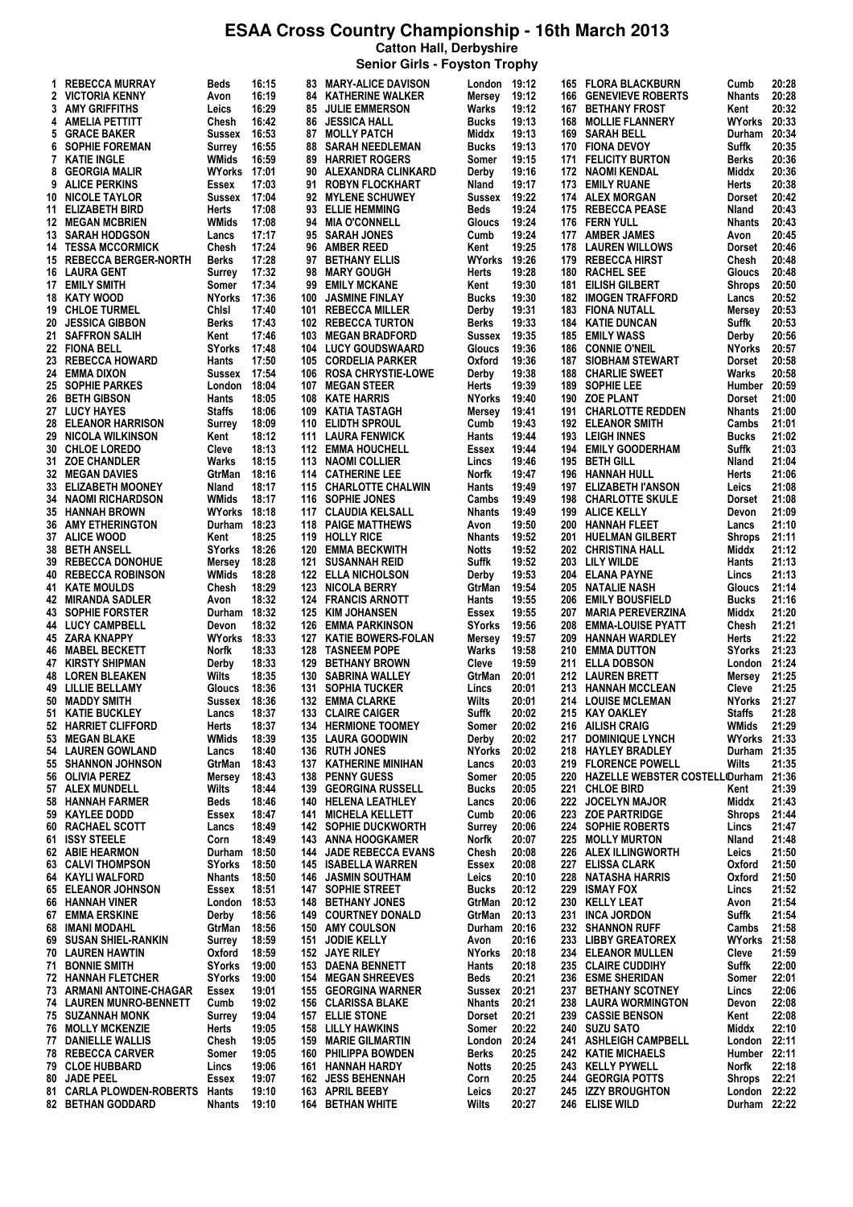# ESAA Cross Country Championship - 16th March 2013

**Catton Hall, Derbyshire**

**Senior Girls - Foyston Trophy**

| Pos | Name | County | Time |
|---|---|---|---|
| 1 | REBECCA MURRAY | Beds | 16:15 |
| 2 | VICTORIA KENNY | Avon | 16:19 |
| 3 | AMY GRIFFITHS | Leics | 16:29 |
| 4 | AMELIA PETTITT | Chesh | 16:42 |
| 5 | GRACE BAKER | Sussex | 16:53 |
| 6 | SOPHIE FOREMAN | Surrey | 16:55 |
| 7 | KATIE INGLE | WMids | 16:59 |
| 8 | GEORGIA MALIR | WYorks | 17:01 |
| 9 | ALICE PERKINS | Essex | 17:03 |
| 10 | NICOLE TAYLOR | Sussex | 17:04 |
| 11 | ELIZABETH BIRD | Herts | 17:08 |
| 12 | MEGAN MCBRIEN | WMids | 17:08 |
| 13 | SARAH HODGSON | Lancs | 17:17 |
| 14 | TESSA MCCORMICK | Chesh | 17:24 |
| 15 | REBECCA BERGER-NORTH | Berks | 17:28 |
| 16 | LAURA GENT | Surrey | 17:32 |
| 17 | EMILY SMITH | Somer | 17:34 |
| 18 | KATY WOOD | NYorks | 17:36 |
| 19 | CHLOE TURMEL | Chlsl | 17:40 |
| 20 | JESSICA GIBBON | Berks | 17:43 |
| 21 | SAFFRON SALIH | Kent | 17:46 |
| 22 | FIONA BELL | SYorks | 17:48 |
| 23 | REBECCA HOWARD | Hants | 17:50 |
| 24 | EMMA DIXON | Sussex | 17:54 |
| 25 | SOPHIE PARKES | London | 18:04 |
| 26 | BETH GIBSON | Hants | 18:05 |
| 27 | LUCY HAYES | Staffs | 18:06 |
| 28 | ELEANOR HARRISON | Surrey | 18:09 |
| 29 | NICOLA WILKINSON | Kent | 18:12 |
| 30 | CHLOE LOREDO | Cleve | 18:13 |
| 31 | ZOE CHANDLER | Warks | 18:15 |
| 32 | MEGAN DAVIES | GtrMan | 18:16 |
| 33 | ELIZABETH MOONEY | Nland | 18:17 |
| 34 | NAOMI RICHARDSON | WMids | 18:17 |
| 35 | HANNAH BROWN | WYorks | 18:18 |
| 36 | AMY ETHERINGTON | Durham | 18:23 |
| 37 | ALICE WOOD | Kent | 18:25 |
| 38 | BETH ANSELL | SYorks | 18:26 |
| 39 | REBECCA DONOHUE | Mersey | 18:28 |
| 40 | REBECCA ROBINSON | WMids | 18:28 |
| 41 | KATE MOULDS | Chesh | 18:29 |
| 42 | MIRANDA SADLER | Avon | 18:32 |
| 43 | SOPHIE FORSTER | Durham | 18:32 |
| 44 | LUCY CAMPBELL | Devon | 18:32 |
| 45 | ZARA KNAPPY | WYorks | 18:33 |
| 46 | MABEL BECKETT | Norfk | 18:33 |
| 47 | KIRSTY SHIPMAN | Derby | 18:33 |
| 48 | LOREN BLEAKEN | Wilts | 18:35 |
| 49 | LILLIE BELLAMY | Gloucs | 18:36 |
| 50 | MADDY SMITH | Sussex | 18:36 |
| 51 | KATIE BUCKLEY | Lancs | 18:37 |
| 52 | HARRIET CLIFFORD | Herts | 18:37 |
| 53 | MEGAN BLAKE | WMids | 18:39 |
| 54 | LAUREN GOWLAND | Lancs | 18:40 |
| 55 | SHANNON JOHNSON | GtrMan | 18:43 |
| 56 | OLIVIA PEREZ | Mersey | 18:43 |
| 57 | ALEX MUNDELL | Wilts | 18:44 |
| 58 | HANNAH FARMER | Beds | 18:46 |
| 59 | KAYLEE DODD | Essex | 18:47 |
| 60 | RACHAEL SCOTT | Lancs | 18:49 |
| 61 | ISSY STEELE | Corn | 18:49 |
| 62 | ABIE HEARMON | Durham | 18:50 |
| 63 | CALVI THOMPSON | SYorks | 18:50 |
| 64 | KAYLI WALFORD | Nhants | 18:50 |
| 65 | ELEANOR JOHNSON | Essex | 18:51 |
| 66 | HANNAH VINER | London | 18:53 |
| 67 | EMMA ERSKINE | Derby | 18:56 |
| 68 | IMANI MODAHL | GtrMan | 18:56 |
| 69 | SUSAN SHIEL-RANKIN | Surrey | 18:59 |
| 70 | LAUREN HAWTIN | Oxford | 18:59 |
| 71 | BONNIE SMITH | SYorks | 19:00 |
| 72 | HANNAH FLETCHER | SYorks | 19:00 |
| 73 | ARMANI ANTOINE-CHAGAR | Essex | 19:01 |
| 74 | LAUREN MUNRO-BENNETT | Cumb | 19:02 |
| 75 | SUZANNAH MONK | Surrey | 19:04 |
| 76 | MOLLY MCKENZIE | Herts | 19:05 |
| 77 | DANIELLE WALLIS | Chesh | 19:05 |
| 78 | REBECCA CARVER | Somer | 19:05 |
| 79 | CLOE HUBBARD | Lincs | 19:06 |
| 80 | JADE PEEL | Essex | 19:07 |
| 81 | CARLA PLOWDEN-ROBERTS | Hants | 19:10 |
| 82 | BETHAN GODDARD | Nhants | 19:10 |
| 83 | MARY-ALICE DAVISON | London | 19:12 |
| 84 | KATHERINE WALKER | Mersey | 19:12 |
| 85 | JULIE EMMERSON | Warks | 19:12 |
| 86 | JESSICA HALL | Bucks | 19:13 |
| 87 | MOLLY PATCH | Middx | 19:13 |
| 88 | SARAH NEEDLEMAN | Bucks | 19:13 |
| 89 | HARRIET ROGERS | Somer | 19:15 |
| 90 | ALEXANDRA CLINKARD | Derby | 19:16 |
| 91 | ROBYN FLOCKHART | Nland | 19:17 |
| 92 | MYLENE SCHUWEY | Sussex | 19:22 |
| 93 | ELLIE HEMMING | Beds | 19:24 |
| 94 | MIA O'CONNELL | Gloucs | 19:24 |
| 95 | SARAH JONES | Cumb | 19:24 |
| 96 | AMBER REED | Kent | 19:25 |
| 97 | BETHANY ELLIS | WYorks | 19:26 |
| 98 | MARY GOUGH | Herts | 19:28 |
| 99 | EMILY MCKANE | Kent | 19:30 |
| 100 | JASMINE FINLAY | Bucks | 19:30 |
| 101 | REBECCA MILLER | Derby | 19:31 |
| 102 | REBECCA TURTON | Berks | 19:33 |
| 103 | MEGAN BRADFORD | Sussex | 19:35 |
| 104 | LUCY GOUDSWAARD | Gloucs | 19:36 |
| 105 | CORDELIA PARKER | Oxford | 19:36 |
| 106 | ROSA CHRYSTIE-LOWE | Derby | 19:38 |
| 107 | MEGAN STEER | Herts | 19:39 |
| 108 | KATE HARRIS | NYorks | 19:40 |
| 109 | KATIA TASTAGH | Mersey | 19:41 |
| 110 | ELIDTH SPROUL | Cumb | 19:43 |
| 111 | LAURA FENWICK | Hants | 19:44 |
| 112 | EMMA HOUCHELL | Essex | 19:44 |
| 113 | NAOMI COLLIER | Lincs | 19:46 |
| 114 | CATHERINE LEE | Norfk | 19:47 |
| 115 | CHARLOTTE CHALWIN | Hants | 19:49 |
| 116 | SOPHIE JONES | Cambs | 19:49 |
| 117 | CLAUDIA KELSALL | Nhants | 19:49 |
| 118 | PAIGE MATTHEWS | Avon | 19:50 |
| 119 | HOLLY RICE | Nhants | 19:52 |
| 120 | EMMA BECKWITH | Notts | 19:52 |
| 121 | SUSANNAH REID | Suffk | 19:52 |
| 122 | ELLA NICHOLSON | Derby | 19:53 |
| 123 | NICOLA BERRY | GtrMan | 19:54 |
| 124 | FRANCIS ARNOTT | Hants | 19:55 |
| 125 | KIM JOHANSEN | Essex | 19:55 |
| 126 | EMMA PARKINSON | SYorks | 19:56 |
| 127 | KATIE BOWERS-FOLAN | Mersey | 19:57 |
| 128 | TASNEEM POPE | Warks | 19:58 |
| 129 | BETHANY BROWN | Cleve | 19:59 |
| 130 | SABRINA WALLEY | GtrMan | 20:01 |
| 131 | SOPHIA TUCKER | Lincs | 20:01 |
| 132 | EMMA CLARKE | Wilts | 20:01 |
| 133 | CLAIRE CAIGER | Suffk | 20:02 |
| 134 | HERMIONE TOOMEY | Somer | 20:02 |
| 135 | LAURA GOODWIN | Derby | 20:02 |
| 136 | RUTH JONES | NYorks | 20:02 |
| 137 | KATHERINE MINIHAN | Lancs | 20:03 |
| 138 | PENNY GUESS | Somer | 20:05 |
| 139 | GEORGINA RUSSELL | Bucks | 20:05 |
| 140 | HELENA LEATHLEY | Lancs | 20:06 |
| 141 | MICHELA KELLETT | Cumb | 20:06 |
| 142 | SOPHIE DUCKWORTH | Surrey | 20:06 |
| 143 | ANNA HOOGKAMER | Norfk | 20:07 |
| 144 | JADE REBECCA EVANS | Chesh | 20:08 |
| 145 | ISABELLA WARREN | Essex | 20:08 |
| 146 | JASMIN SOUTHAM | Leics | 20:10 |
| 147 | SOPHIE STREET | Bucks | 20:12 |
| 148 | BETHANY JONES | GtrMan | 20:12 |
| 149 | COURTNEY DONALD | GtrMan | 20:13 |
| 150 | AMY COULSON | Durham | 20:16 |
| 151 | JODIE KELLY | Avon | 20:16 |
| 152 | JAYE RILEY | NYorks | 20:18 |
| 153 | DAENA BENNETT | Hants | 20:18 |
| 154 | MEGAN SHREEVES | Beds | 20:21 |
| 155 | GEORGINA WARNER | Sussex | 20:21 |
| 156 | CLARISSA BLAKE | Nhants | 20:21 |
| 157 | ELLIE STONE | Dorset | 20:21 |
| 158 | LILLY HAWKINS | Somer | 20:22 |
| 159 | MARIE GILMARTIN | London | 20:24 |
| 160 | PHILIPPA BOWDEN | Berks | 20:25 |
| 161 | HANNAH HARDY | Notts | 20:25 |
| 162 | JESS BEHENNAH | Corn | 20:25 |
| 163 | APRIL BEEBY | Leics | 20:27 |
| 164 | BETHAN WHITE | Wilts | 20:27 |
| 165 | FLORA BLACKBURN | Cumb | 20:28 |
| 166 | GENEVIEVE ROBERTS | Nhants | 20:28 |
| 167 | BETHANY FROST | Kent | 20:32 |
| 168 | MOLLIE FLANNERY | WYorks | 20:33 |
| 169 | SARAH BELL | Durham | 20:34 |
| 170 | FIONA DEVOY | Suffk | 20:35 |
| 171 | FELICITY BURTON | Berks | 20:36 |
| 172 | NAOMI KENDAL | Middx | 20:36 |
| 173 | EMILY RUANE | Herts | 20:38 |
| 174 | ALEX MORGAN | Dorset | 20:42 |
| 175 | REBECCA PEASE | Nland | 20:43 |
| 176 | FERN YULL | Nhants | 20:43 |
| 177 | AMBER JAMES | Avon | 20:45 |
| 178 | LAUREN WILLOWS | Dorset | 20:46 |
| 179 | REBECCA HIRST | Chesh | 20:48 |
| 180 | RACHEL SEE | Gloucs | 20:48 |
| 181 | EILISH GILBERT | Shrops | 20:50 |
| 182 | IMOGEN TRAFFORD | Lancs | 20:52 |
| 183 | FIONA NUTALL | Mersey | 20:53 |
| 184 | KATIE DUNCAN | Suffk | 20:53 |
| 185 | EMILY WASS | Derby | 20:56 |
| 186 | CONNIE O'NEIL | NYorks | 20:57 |
| 187 | SIOBHAM STEWART | Dorset | 20:58 |
| 188 | CHARLIE SWEET | Warks | 20:58 |
| 189 | SOPHIE LEE | Humber | 20:59 |
| 190 | ZOE PLANT | Dorset | 21:00 |
| 191 | CHARLOTTE REDDEN | Nhants | 21:00 |
| 192 | ELEANOR SMITH | Cambs | 21:01 |
| 193 | LEIGH INNES | Bucks | 21:02 |
| 194 | EMILY GOODERHAM | Suffk | 21:03 |
| 195 | BETH GILL | Nland | 21:04 |
| 196 | HANNAH HULL | Herts | 21:06 |
| 197 | ELIZABETH I'ANSON | Leics | 21:08 |
| 198 | CHARLOTTE SKULE | Dorset | 21:08 |
| 199 | ALICE KELLY | Devon | 21:09 |
| 200 | HANNAH FLEET | Lancs | 21:10 |
| 201 | HUELMAN GILBERT | Shrops | 21:11 |
| 202 | CHRISTINA HALL | Middx | 21:12 |
| 203 | LILY WILDE | Hants | 21:13 |
| 204 | ELANA PAYNE | Lincs | 21:13 |
| 205 | NATALIE NASH | Gloucs | 21:14 |
| 206 | EMILY BOUSFIELD | Bucks | 21:16 |
| 207 | MARIA PEREVERZINA | Middx | 21:20 |
| 208 | EMMA-LOUISE PYATT | Chesh | 21:21 |
| 209 | HANNAH WARDLEY | Herts | 21:22 |
| 210 | EMMA DUTTON | SYorks | 21:23 |
| 211 | ELLA DOBSON | London | 21:24 |
| 212 | LAUREN BRETT | Mersey | 21:25 |
| 213 | HANNAH MCCLEAN | Cleve | 21:25 |
| 214 | LOUISE MCLEMAN | NYorks | 21:27 |
| 215 | KAY OAKLEY | Staffs | 21:28 |
| 216 | AILISH CRAIG | WMids | 21:29 |
| 217 | DOMINIQUE LYNCH | WYorks | 21:33 |
| 218 | HAYLEY BRADLEY | Durham | 21:35 |
| 219 | FLORENCE POWELL | Wilts | 21:35 |
| 220 | HAZELLE WEBSTER COSTELLO | Durham | 21:36 |
| 221 | CHLOE BIRD | Kent | 21:39 |
| 222 | JOCELYN MAJOR | Middx | 21:43 |
| 223 | ZOE PARTRIDGE | Shrops | 21:44 |
| 224 | SOPHIE ROBERTS | Lincs | 21:47 |
| 225 | MOLLY MURTON | Nland | 21:48 |
| 226 | ALEX ILLINGWORTH | Leics | 21:50 |
| 227 | ELISSA CLARK | Oxford | 21:50 |
| 228 | NATASHA HARRIS | Oxford | 21:50 |
| 229 | ISMAY FOX | Lincs | 21:52 |
| 230 | KELLY LEAT | Avon | 21:54 |
| 231 | INCA JORDON | Suffk | 21:54 |
| 232 | SHANNON RUFF | Cambs | 21:58 |
| 233 | LIBBY GREATOREX | WYorks | 21:58 |
| 234 | ELEANOR MULLEN | Cleve | 21:59 |
| 235 | CLAIRE CUDDIHY | Suffk | 22:00 |
| 236 | ESME SHERIDAN | Somer | 22:01 |
| 237 | BETHANY SCOTNEY | Lincs | 22:06 |
| 238 | LAURA WORMINGTON | Devon | 22:08 |
| 239 | CASSIE BENSON | Kent | 22:08 |
| 240 | SUZU SATO | Middx | 22:10 |
| 241 | ASHLEIGH CAMPBELL | London | 22:11 |
| 242 | KATIE MICHAELS | Humber | 22:11 |
| 243 | KELLY PYWELL | Norfk | 22:18 |
| 244 | GEORGIA POTTS | Shrops | 22:21 |
| 245 | IZZY BROUGHTON | London | 22:22 |
| 246 | ELISE WILD | Durham | 22:22 |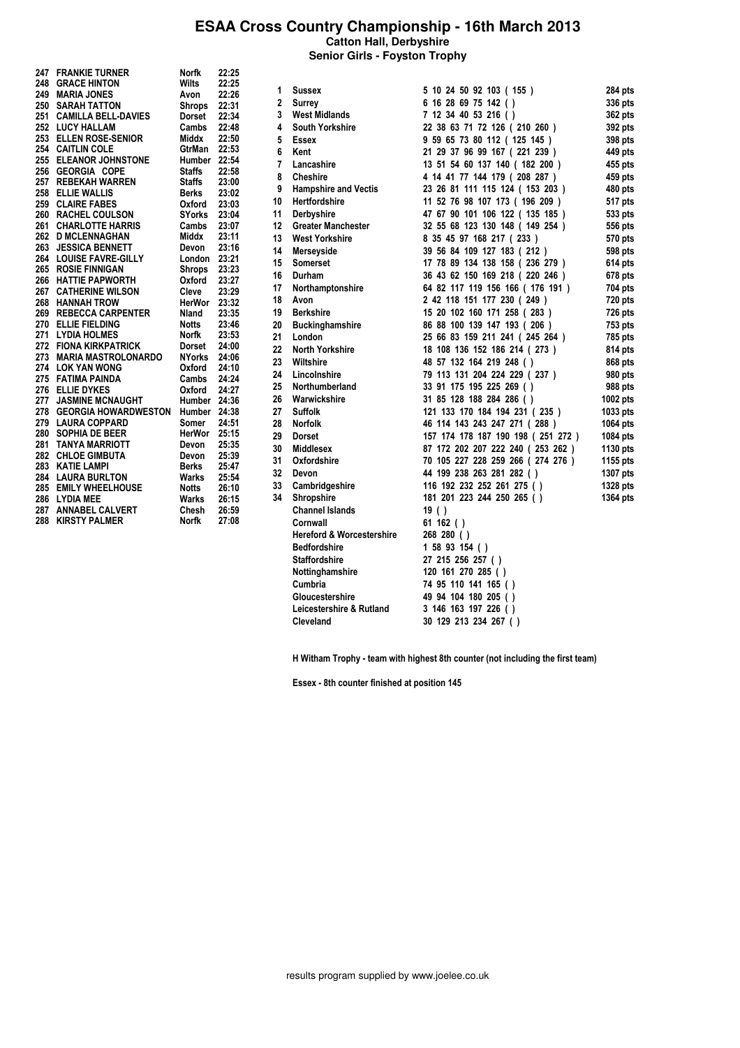# ESAA Cross Country Championship - 16th March 2013

## Catton Hall, Derbyshire

### Senior Girls - Foyston Trophy

| Pos | Name | County | Time |
|---|---|---|---|
| 247 | FRANKIE TURNER | Norfk | 22:25 |
| 248 | GRACE HINTON | Wilts | 22:25 |
| 249 | MARIA JONES | Avon | 22:26 |
| 250 | SARAH TATTON | Shrops | 22:31 |
| 251 | CAMILLA BELL-DAVIES | Dorset | 22:34 |
| 252 | LUCY HALLAM | Cambs | 22:48 |
| 253 | ELLEN ROSE-SENIOR | Middx | 22:50 |
| 254 | CAITLIN COLE | GtrMan | 22:53 |
| 255 | ELEANOR JOHNSTONE | Humber | 22:54 |
| 256 | GEORGIA COPE | Staffs | 22:58 |
| 257 | REBEKAH WARREN | Staffs | 23:00 |
| 258 | ELLIE WALLIS | Berks | 23:02 |
| 259 | CLAIRE FABES | Oxford | 23:03 |
| 260 | RACHEL COULSON | SYorks | 23:04 |
| 261 | CHARLOTTE HARRIS | Cambs | 23:07 |
| 262 | D MCLENNAGHAN | Middx | 23:11 |
| 263 | JESSICA BENNETT | Devon | 23:16 |
| 264 | LOUISE FAVRE-GILLY | London | 23:21 |
| 265 | ROSIE FINNIGAN | Shrops | 23:23 |
| 266 | HATTIE PAPWORTH | Oxford | 23:27 |
| 267 | CATHERINE WILSON | Cleve | 23:29 |
| 268 | HANNAH TROW | HerWor | 23:32 |
| 269 | REBECCA CARPENTER | Nland | 23:35 |
| 270 | ELLIE FIELDING | Notts | 23:46 |
| 271 | LYDIA HOLMES | Norfk | 23:53 |
| 272 | FIONA KIRKPATRICK | Dorset | 24:00 |
| 273 | MARIA MASTROLONARDO | NYorks | 24:06 |
| 274 | LOK YAN WONG | Oxford | 24:10 |
| 275 | FATIMA PAINDA | Cambs | 24:24 |
| 276 | ELLIE DYKES | Oxford | 24:27 |
| 277 | JASMINE MCNAUGHT | Humber | 24:36 |
| 278 | GEORGIA HOWARDWESTON | Humber | 24:38 |
| 279 | LAURA COPPARD | Somer | 24:51 |
| 280 | SOPHIA DE BEER | HerWor | 25:15 |
| 281 | TANYA MARRIOTT | Devon | 25:35 |
| 282 | CHLOE GIMBUTA | Devon | 25:39 |
| 283 | KATIE LAMPI | Berks | 25:47 |
| 284 | LAURA BURLTON | Warks | 25:54 |
| 285 | EMILY WHEELHOUSE | Notts | 26:10 |
| 286 | LYDIA MEE | Warks | 26:15 |
| 287 | ANNABEL CALVERT | Chesh | 26:59 |
| 288 | KIRSTY PALMER | Norfk | 27:08 |

| Pos | Team | Counters | Points |
|---|---|---|---|
| 1 | Sussex | 5 10 24 50 92 103 ( 155 ) | 284 pts |
| 2 | Surrey | 6 16 28 69 75 142 ( ) | 336 pts |
| 3 | West Midlands | 7 12 34 40 53 216 ( ) | 362 pts |
| 4 | South Yorkshire | 22 38 63 71 72 126 ( 210 260 ) | 392 pts |
| 5 | Essex | 9 59 65 73 80 112 ( 125 145 ) | 398 pts |
| 6 | Kent | 21 29 37 96 99 167 ( 221 239 ) | 449 pts |
| 7 | Lancashire | 13 51 54 60 137 140 ( 182 200 ) | 455 pts |
| 8 | Cheshire | 4 14 41 77 144 179 ( 208 287 ) | 459 pts |
| 9 | Hampshire and Vectis | 23 26 81 111 115 124 ( 153 203 ) | 480 pts |
| 10 | Hertfordshire | 11 52 76 98 107 173 ( 196 209 ) | 517 pts |
| 11 | Derbyshire | 47 67 90 101 106 122 ( 135 185 ) | 533 pts |
| 12 | Greater Manchester | 32 55 68 123 130 148 ( 149 254 ) | 556 pts |
| 13 | West Yorkshire | 8 35 45 97 168 217 ( 233 ) | 570 pts |
| 14 | Merseyside | 39 56 84 109 127 183 ( 212 ) | 598 pts |
| 15 | Somerset | 17 78 89 134 138 158 ( 236 279 ) | 614 pts |
| 16 | Durham | 36 43 62 150 169 218 ( 220 246 ) | 678 pts |
| 17 | Northamptonshire | 64 82 117 119 156 166 ( 176 191 ) | 704 pts |
| 18 | Avon | 2 42 118 151 177 230 ( 249 ) | 720 pts |
| 19 | Berkshire | 15 20 102 160 171 258 ( 283 ) | 726 pts |
| 20 | Buckinghamshire | 86 88 100 139 147 193 ( 206 ) | 753 pts |
| 21 | London | 25 66 83 159 211 241 ( 245 264 ) | 785 pts |
| 22 | North Yorkshire | 18 108 136 152 186 214 ( 273 ) | 814 pts |
| 23 | Wiltshire | 48 57 132 164 219 248 ( ) | 868 pts |
| 24 | Lincolnshire | 79 113 131 204 224 229 ( 237 ) | 980 pts |
| 25 | Northumberland | 33 91 175 195 225 269 ( ) | 988 pts |
| 26 | Warwickshire | 31 85 128 188 284 286 ( ) | 1002 pts |
| 27 | Suffolk | 121 133 170 184 194 231 ( 235 ) | 1033 pts |
| 28 | Norfolk | 46 114 143 243 247 271 ( 288 ) | 1064 pts |
| 29 | Dorset | 157 174 178 187 190 198 ( 251 272 ) | 1084 pts |
| 30 | Middlesex | 87 172 202 207 222 240 ( 253 262 ) | 1130 pts |
| 31 | Oxfordshire | 70 105 227 228 259 266 ( 274 276 ) | 1155 pts |
| 32 | Devon | 44 199 238 263 281 282 ( ) | 1307 pts |
| 33 | Cambridgeshire | 116 192 232 252 261 275 ( ) | 1328 pts |
| 34 | Shropshire | 181 201 223 244 250 265 ( ) | 1364 pts |
| | Channel Islands | 19 ( ) | |
| | Cornwall | 61 162 ( ) | |
| | Hereford & Worcestershire | 268 280 ( ) | |
| | Bedfordshire | 1 58 93 154 ( ) | |
| | Staffordshire | 27 215 256 257 ( ) | |
| | Nottinghamshire | 120 161 270 285 ( ) | |
| | Cumbria | 74 95 110 141 165 ( ) | |
| | Gloucestershire | 49 94 104 180 205 ( ) | |
| | Leicestershire & Rutland | 3 146 163 197 226 ( ) | |
| | Cleveland | 30 129 213 234 267 ( ) | |

**H Witham Trophy - team with highest 8th counter (not including the first team)**

**Essex - 8th counter finished at position 145**

results program supplied by www.joelee.co.uk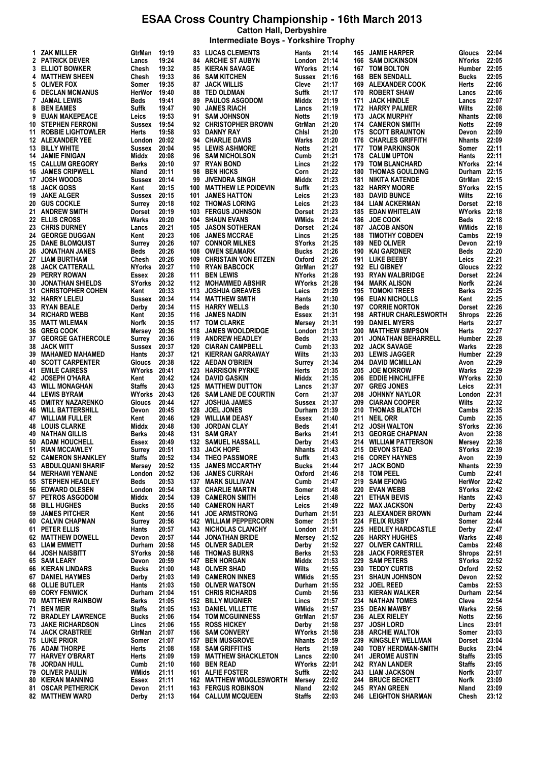# ESAA Cross Country Championship - 16th March 2013

**Catton Hall, Derbyshire**

**Intermediate Boys - Yorkshire Trophy**

| Pos | Name | County | Time |
|---|---|---|---|
| 1 | ZAK MILLER | GtrMan | 19:19 |
| 2 | PATRICK DEVER | Lancs | 19:24 |
| 3 | ELLIOT BOWKER | Chesh | 19:32 |
| 4 | MATTHEW SHEEN | Chesh | 19:33 |
| 5 | OLIVER FOX | Somer | 19:35 |
| 6 | DECLAN MCMANUS | HerWor | 19:40 |
| 7 | JAMAL LEWIS | Beds | 19:41 |
| 8 | BEN EAMES | Suffk | 19:47 |
| 9 | EUAN MAKEPEACE | Leics | 19:53 |
| 10 | STEPHEN FERRONI | Sussex | 19:54 |
| 11 | ROBBIE LIGHTOWLER | Herts | 19:58 |
| 12 | ALEXANDER YEE | London | 20:02 |
| 13 | BILLY WHITE | Sussex | 20:04 |
| 14 | JAMIE FINIGAN | Middx | 20:08 |
| 15 | CALLUM GREGORY | Berks | 20:10 |
| 16 | JAMES CRIPWELL | Nland | 20:11 |
| 17 | JOSH WOODS | Sussex | 20:14 |
| 18 | JACK GOSS | Kent | 20:15 |
| 19 | JAKE ALGER | Sussex | 20:15 |
| 20 | GUS COCKLE | Surrey | 20:18 |
| 21 | ANDREW SMITH | Dorset | 20:19 |
| 22 | ELLIS CROSS | Warks | 20:20 |
| 23 | CHRIS DURNEY | Lancs | 20:21 |
| 24 | GEORGE DUGGAN | Kent | 20:23 |
| 25 | DANE BLOMQUIST | Surrey | 20:26 |
| 26 | JONATHAN JANES | Beds | 20:26 |
| 27 | LIAM BURTHAM | Chesh | 20:26 |
| 28 | JACK CATTERALL | NYorks | 20:27 |
| 29 | PERRY ROWAN | Essex | 20:28 |
| 30 | JONATHAN SHIELDS | SYorks | 20:32 |
| 31 | CHRISTOPHER COHEN | Kent | 20:33 |
| 32 | HARRY LELEU | Sussex | 20:34 |
| 33 | RYAN BEALE | Derby | 20:34 |
| 34 | RICHARD WEBB | Kent | 20:35 |
| 35 | MATT WILEMAN | Norfk | 20:35 |
| 36 | GREG COOK | Mersey | 20:36 |
| 37 | GEORGE GATHERCOLE | Surrey | 20:36 |
| 38 | JACK WITT | Sussex | 20:37 |
| 39 | MAHAMED MAHAMED | Hants | 20:37 |
| 40 | SCOTT CARPENTER | Gloucs | 20:38 |
| 41 | EMILE CAIRESS | WYorks | 20:41 |
| 42 | JOSEPH O'HARA | Kent | 20:42 |
| 43 | WILL MONAGHAN | Staffs | 20:43 |
| 44 | LEWIS BYRAM | WYorks | 20:43 |
| 45 | DMITRY NAZARENKO | Gloucs | 20:44 |
| 46 | WILL BATTERSHILL | Devon | 20:45 |
| 47 | WILLIAM FULLER | Kent | 20:46 |
| 48 | LOUIS CLARKE | Middx | 20:48 |
| 49 | NATHAN GILLIS | Berks | 20:48 |
| 50 | ADAM HOUCHELL | Essex | 20:49 |
| 51 | RIAN MCCAWLEY | Surrey | 20:51 |
| 52 | CAMERON SHANKLEY | Staffs | 20:52 |
| 53 | ABDULQUANI SHARIF | Mersey | 20:52 |
| 54 | MERHAWI YEMANE | London | 20:52 |
| 55 | STEPHEN HEADLEY | Beds | 20:53 |
| 56 | EDWARD OLESEN | London | 20:54 |
| 57 | PETROS ASGODOM | Middx | 20:54 |
| 58 | BILL HUGHES | Bucks | 20:55 |
| 59 | JAMES PITCHER | Kent | 20:56 |
| 60 | CALVIN CHAPMAN | Surrey | 20:56 |
| 61 | PETER ELLIS | Hants | 20:57 |
| 62 | MATTHEW DOWELL | Devon | 20:57 |
| 63 | LIAM EMMETT | Durham | 20:58 |
| 64 | JOSH NAISBITT | SYorks | 20:58 |
| 65 | SAM LEARY | Devon | 20:59 |
| 66 | KIERAN LINDARS | Bucks | 21:00 |
| 67 | DANIEL HAYMES | Derby | 21:03 |
| 68 | OLLIE BUTLER | Hants | 21:03 |
| 69 | CORY FENWICK | Durham | 21:04 |
| 70 | MATTHEW RAINBOW | Berks | 21:05 |
| 71 | BEN MEIR | Staffs | 21:05 |
| 72 | BRADLEY LAWRENCE | Bucks | 21:06 |
| 73 | JAKE RICHARDSON | Lincs | 21:06 |
| 74 | JACK CRABTREE | GtrMan | 21:07 |
| 75 | LUKE PRIOR | Somer | 21:07 |
| 76 | ADAM THORPE | Herts | 21:08 |
| 77 | HARVEY O'BRART | Herts | 21:09 |
| 78 | JORDAN HULL | Cumb | 21:10 |
| 79 | OLIVER PAULIN | WMids | 21:11 |
| 80 | KIERAN MANNING | Essex | 21:11 |
| 81 | OSCAR PETHERICK | Devon | 21:11 |
| 82 | MATTHEW WARD | Derby | 21:13 |
| 83 | LUCAS CLEMENTS | Hants | 21:14 |
| 84 | ARCHIE ST AUBYN | London | 21:14 |
| 85 | KIERAN SAVAGE | WYorks | 21:14 |
| 86 | SAM KITCHEN | Sussex | 21:16 |
| 87 | JACK WILLIS | Cleve | 21:17 |
| 88 | TED OLDMAN | Suffk | 21:17 |
| 89 | PAULOS ASGODOM | Middx | 21:19 |
| 90 | JAMES RIACH | Lancs | 21:19 |
| 91 | SAM JOHNSON | Notts | 21:19 |
| 92 | CHRISTOPHER BROWN | GtrMan | 21:20 |
| 93 | DANNY RAY | Chlsl | 21:20 |
| 94 | CHARLIE DAVIS | Warks | 21:20 |
| 95 | LEWIS ASHMORE | Notts | 21:21 |
| 96 | SAM NICHOLSON | Cumb | 21:21 |
| 97 | RYAN BOND | Lincs | 21:22 |
| 98 | BEN HICKS | Corn | 21:22 |
| 99 | JIVENDRA SINGH | Middx | 21:23 |
| 100 | MATTHEW LE POIDEVIN | Suffk | 21:23 |
| 101 | JAMES HATTON | Leics | 21:23 |
| 102 | THOMAS LORING | Leics | 21:23 |
| 103 | FERGUS JOHNSON | Dorset | 21:23 |
| 104 | SHAUN EVANS | WMids | 21:24 |
| 105 | JASON SOTHERAN | Dorset | 21:24 |
| 106 | JAMES MCCRAE | Lincs | 21:25 |
| 107 | CONNOR MILNES | SYorks | 21:25 |
| 108 | OWEN SEAMARK | Bucks | 21:26 |
| 109 | CHRISTIAN VON EITZEN | Oxford | 21:26 |
| 110 | RYAN BABCOCK | GtrMan | 21:27 |
| 111 | BEN LEWIS | NYorks | 21:28 |
| 112 | MOHAMMED ABSHIR | WYorks | 21:28 |
| 113 | JOSHUA GREAVES | Leics | 21:29 |
| 114 | MATTHEW SMITH | Hants | 21:30 |
| 115 | HARRY WELLS | Beds | 21:30 |
| 116 | JAMES NADIN | Essex | 21:31 |
| 117 | TOM CLARKE | Mersey | 21:31 |
| 118 | JAMES WOOLDRIDGE | London | 21:31 |
| 119 | ANDREW HEADLEY | Beds | 21:33 |
| 120 | CIARAN CAMPBELL | Cumb | 21:33 |
| 121 | KIERRAN GARRAWAY | Wilts | 21:33 |
| 122 | AEDAN O'BRIEN | Surrey | 21:34 |
| 123 | HARRISON PYRKE | Herts | 21:35 |
| 124 | DAVID GASKIN | Middx | 21:35 |
| 125 | MATTHEW DUTTON | Lancs | 21:37 |
| 126 | SAM LANE DE COURTIN | Corn | 21:37 |
| 127 | JOSHUA JAMES | Sussex | 21:37 |
| 128 | JOEL JONES | Durham | 21:39 |
| 129 | WILLIAM DEASY | Essex | 21:40 |
| 130 | JORDAN CLAY | Beds | 21:41 |
| 131 | SAM GRAY | Berks | 21:41 |
| 132 | SAMUEL HASSALL | Derby | 21:43 |
| 133 | JACK HOPE | Nhants | 21:43 |
| 134 | THEO PASSMORE | Suffk | 21:43 |
| 135 | JAMES MCCARTHY | Bucks | 21:44 |
| 136 | JAMES CURRAH | Oxford | 21:46 |
| 137 | MARK SULLIVAN | Cumb | 21:47 |
| 138 | CHARLIE MARTIN | Somer | 21:48 |
| 139 | CAMERON SMITH | Leics | 21:48 |
| 140 | CAMERON HART | Leics | 21:49 |
| 141 | JOE ARMSTRONG | Durham | 21:51 |
| 142 | WILLIAM PEPPERCORN | Somer | 21:51 |
| 143 | NICHOLAS CLANCHY | London | 21:51 |
| 144 | JONATHAN BRIDE | Mersey | 21:52 |
| 145 | OLIVER SADLER | Derby | 21:52 |
| 146 | THOMAS BURNS | Berks | 21:53 |
| 147 | BEN HORGAN | Middx | 21:53 |
| 148 | OLIVER SHAD | Wilts | 21:55 |
| 149 | CAMERON INNES | WMids | 21:55 |
| 150 | OLIVER WATSON | Durham | 21:55 |
| 151 | CHRIS RICHARDS | Cumb | 21:56 |
| 152 | BILLY MUGNIER | Lincs | 21:57 |
| 153 | DANIEL VILLETTE | WMids | 21:57 |
| 154 | TOM MCGUINNESS | GtrMan | 21:57 |
| 155 | ROSS HICKEY | Derby | 21:58 |
| 156 | SAM CONVERY | WYorks | 21:58 |
| 157 | BEN MUSGROVE | Nhants | 21:59 |
| 158 | SAM GRIFFITHS | Herts | 21:59 |
| 159 | MATTHEW SHACKLETON | Lancs | 22:00 |
| 160 | BEN READ | WYorks | 22:01 |
| 161 | ALFIE FOSTER | Suffk | 22:02 |
| 162 | MATTHEW WIGGLESWORTH | Mersey | 22:02 |
| 163 | FERGUS ROBINSON | Nland | 22:02 |
| 164 | CALLUM MCQUEEN | Staffs | 22:03 |
| 165 | JAMIE HARPER | Gloucs | 22:04 |
| 166 | SAM DICKINSON | NYorks | 22:05 |
| 167 | TOM BOLTON | Humber | 22:05 |
| 168 | BEN SENDALL | Bucks | 22:05 |
| 169 | ALEXANDER COOK | Herts | 22:06 |
| 170 | ROBERT SHAW | Lancs | 22:06 |
| 171 | JACK HINDLE | Lancs | 22:07 |
| 172 | HARRY PALMER | Wilts | 22:08 |
| 173 | JACK MURPHY | Nhants | 22:08 |
| 174 | CAMERON SMITH | Notts | 22:09 |
| 175 | SCOTT BRAUNTON | Devon | 22:09 |
| 176 | CHARLES GRIFFITH | Nhants | 22:09 |
| 177 | TOM PARKINSON | Somer | 22:11 |
| 178 | CALUM UPTON | Hants | 22:11 |
| 179 | TOM BLANCHARD | NYorks | 22:14 |
| 180 | THOMAS GOULDING | Durham | 22:15 |
| 181 | NIKITA KATENDE | GtrMan | 22:15 |
| 182 | HARRY MOORE | SYorks | 22:15 |
| 183 | DAVID BUNCE | Wilts | 22:16 |
| 184 | LIAM ACKERMAN | Dorset | 22:18 |
| 185 | EDAN WHITELAW | WYorks | 22:18 |
| 186 | JOE COOK | Beds | 22:18 |
| 187 | JACOB ANSON | WMids | 22:18 |
| 188 | TIMOTHY COBDEN | Cambs | 22:19 |
| 189 | NED OLIVER | Devon | 22:19 |
| 190 | KAI GARDNER | Beds | 22:20 |
| 191 | LUKE BEEBY | Leics | 22:21 |
| 192 | ELI GIBNEY | Gloucs | 22:22 |
| 193 | RYAN WALBRIDGE | Dorset | 22:24 |
| 194 | MARK ALISON | Norfk | 22:24 |
| 195 | TOMOKI TREES | Berks | 22:25 |
| 196 | EUAN NICHOLLS | Kent | 22:25 |
| 197 | CORRIE NORTON | Dorset | 22:26 |
| 198 | ARTHUR CHARLESWORTH | Shrops | 22:26 |
| 199 | DANIEL MYERS | Herts | 22:27 |
| 200 | MATTHEW SIMPSON | Herts | 22:27 |
| 201 | JONATHAN BEHARRELL | Humber | 22:28 |
| 202 | JACK SAVAGE | Warks | 22:28 |
| 203 | LEWIS JAGGER | Humber | 22:29 |
| 204 | DAVID MCMILLAN | Avon | 22:29 |
| 205 | JOE MORROW | Warks | 22:29 |
| 206 | EDDIE HINCHLIFFE | WYorks | 22:30 |
| 207 | GREG JONES | Leics | 22:31 |
| 208 | JOHNNY NAYLOR | London | 22:31 |
| 209 | CIARAN COOPER | Wilts | 22:32 |
| 210 | THOMAS BLATCH | Cambs | 22:35 |
| 211 | NEIL ORR | Cumb | 22:35 |
| 212 | JOSH WALTON | SYorks | 22:36 |
| 213 | GEORGE CHAPMAN | Avon | 22:38 |
| 214 | WILLIAM PATTERSON | Mersey | 22:38 |
| 215 | DEVON STEAD | SYorks | 22:39 |
| 216 | COREY HAYNES | Avon | 22:39 |
| 217 | JACK BOND | Nhants | 22:39 |
| 218 | TOM PEEL | Cumb | 22:41 |
| 219 | SAM EFIONG | HerWor | 22:42 |
| 220 | EVAN WEBB | SYorks | 22:42 |
| 221 | ETHAN BEVIS | Hants | 22:43 |
| 222 | MAX JACKSON | Derby | 22:43 |
| 223 | ALEXANDER BROWN | Durham | 22:44 |
| 224 | FELIX RUSBY | Somer | 22:44 |
| 225 | HEDLEY HARDCASTLE | Derby | 22:47 |
| 226 | HARRY HUGHES | Warks | 22:48 |
| 227 | OLIVER CANTRILL | Cambs | 22:48 |
| 228 | JACK FORRESTER | Shrops | 22:51 |
| 229 | SAM PETERS | SYorks | 22:52 |
| 230 | TEDDY CURTIS | Oxford | 22:52 |
| 231 | SHAUN JOHNSON | Devon | 22:52 |
| 232 | JOEL REED | Cambs | 22:53 |
| 233 | KIERAN WALKER | Durham | 22:54 |
| 234 | NATHAN TOMES | Cleve | 22:54 |
| 235 | DEAN MAWBY | Warks | 22:56 |
| 236 | ALEX RIELEY | Notts | 22:56 |
| 237 | JOSH LORD | Lincs | 23:01 |
| 238 | ARCHIE WALTON | Somer | 23:03 |
| 239 | KINGSLEY WELLMAN | Dorset | 23:04 |
| 240 | TOBY HERDMAN-SMITH | Bucks | 23:04 |
| 241 | JEROME AUSTIN | Staffs | 23:05 |
| 242 | RYAN LANDER | Staffs | 23:05 |
| 243 | LIAM JACKSON | Norfk | 23:07 |
| 244 | BRUCE BECKETT | Norfk | 23:09 |
| 245 | RYAN GREEN | Nland | 23:09 |
| 246 | LEIGHTON SHARMAN | Chesh | 23:12 |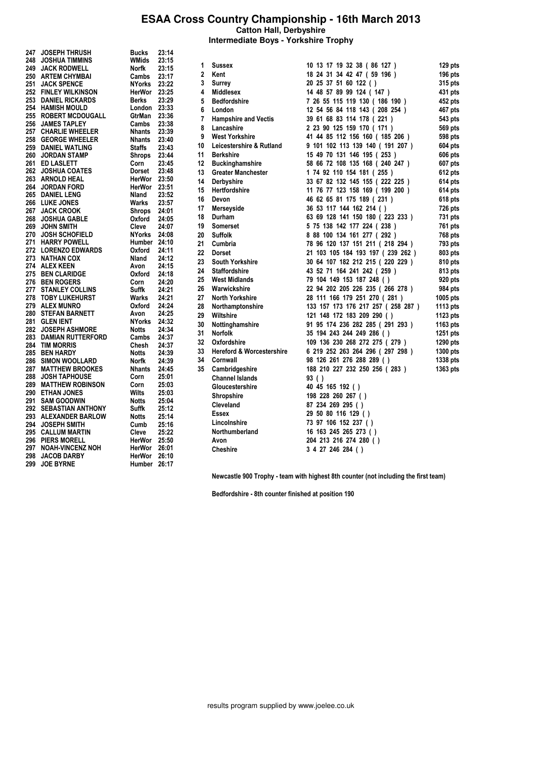# ESAA Cross Country Championship - 16th March 2013

**Catton Hall, Derbyshire**

**Intermediate Boys - Yorkshire Trophy**

| Pos | Name | County | Time |
|---|---|---|---|
| 247 | JOSEPH THRUSH | Bucks | 23:14 |
| 248 | JOSHUA TIMMINS | WMids | 23:15 |
| 249 | JACK RODWELL | Norfk | 23:15 |
| 250 | ARTEM CHYMBAI | Cambs | 23:17 |
| 251 | JACK SPENCE | NYorks | 23:22 |
| 252 | FINLEY WILKINSON | HerWor | 23:25 |
| 253 | DANIEL RICKARDS | Berks | 23:29 |
| 254 | HAMISH MOULD | London | 23:33 |
| 255 | ROBERT MCDOUGALL | GtrMan | 23:36 |
| 256 | JAMES TAPLEY | Cambs | 23:38 |
| 257 | CHARLIE WHEELER | Nhants | 23:39 |
| 258 | GEORGE WHEELER | Nhants | 23:40 |
| 259 | DANIEL WATLING | Staffs | 23:43 |
| 260 | JORDAN STAMP | Shrops | 23:44 |
| 261 | ED LASLETT | Corn | 23:45 |
| 262 | JOSHUA COATES | Dorset | 23:48 |
| 263 | ARNOLD HEAL | HerWor | 23:50 |
| 264 | JORDAN FORD | HerWor | 23:51 |
| 265 | DANIEL LENG | Nland | 23:52 |
| 266 | LUKE JONES | Warks | 23:57 |
| 267 | JACK CROOK | Shrops | 24:01 |
| 268 | JOSHUA GABLE | Oxford | 24:05 |
| 269 | JOHN SMITH | Cleve | 24:07 |
| 270 | JOSH SCHOFIELD | NYorks | 24:08 |
| 271 | HARRY POWELL | Humber | 24:10 |
| 272 | LORENZO EDWARDS | Oxford | 24:11 |
| 273 | NATHAN COX | Nland | 24:12 |
| 274 | ALEX KEEN | Avon | 24:15 |
| 275 | BEN CLARIDGE | Oxford | 24:18 |
| 276 | BEN ROGERS | Corn | 24:20 |
| 277 | STANLEY COLLINS | Suffk | 24:21 |
| 278 | TOBY LUKEHURST | Warks | 24:21 |
| 279 | ALEX MUNRO | Oxford | 24:24 |
| 280 | STEFAN BARNETT | Avon | 24:25 |
| 281 | GLEN IENT | NYorks | 24:32 |
| 282 | JOSEPH ASHMORE | Notts | 24:34 |
| 283 | DAMIAN RUTTERFORD | Cambs | 24:37 |
| 284 | TIM MORRIS | Chesh | 24:37 |
| 285 | BEN HARDY | Notts | 24:39 |
| 286 | SIMON WOOLLARD | Norfk | 24:39 |
| 287 | MATTHEW BROOKES | Nhants | 24:45 |
| 288 | JOSH TAPHOUSE | Corn | 25:01 |
| 289 | MATTHEW ROBINSON | Corn | 25:03 |
| 290 | ETHAN JONES | Wilts | 25:03 |
| 291 | SAM GOODWIN | Notts | 25:04 |
| 292 | SEBASTIAN ANTHONY | Suffk | 25:12 |
| 293 | ALEXANDER BARLOW | Notts | 25:14 |
| 294 | JOSEPH SMITH | Cumb | 25:16 |
| 295 | CALLUM MARTIN | Cleve | 25:22 |
| 296 | PIERS MORELL | HerWor | 25:50 |
| 297 | NOAH-VINCENZ NOH | HerWor | 26:01 |
| 298 | JACOB DARBY | HerWor | 26:10 |
| 299 | JOE BYRNE | Humber | 26:17 |

| Pos | Team | Counters | Points |
|---|---|---|---|
| 1 | Sussex | 10 13 17 19 32 38 ( 86 127 ) | 129 pts |
| 2 | Kent | 18 24 31 34 42 47 ( 59 196 ) | 196 pts |
| 3 | Surrey | 20 25 37 51 60 122 ( ) | 315 pts |
| 4 | Middlesex | 14 48 57 89 99 124 ( 147 ) | 431 pts |
| 5 | Bedfordshire | 7 26 55 115 119 130 ( 186 190 ) | 452 pts |
| 6 | London | 12 54 56 84 118 143 ( 208 254 ) | 467 pts |
| 7 | Hampshire and Vectis | 39 61 68 83 114 178 ( 221 ) | 543 pts |
| 8 | Lancashire | 2 23 90 125 159 170 ( 171 ) | 569 pts |
| 9 | West Yorkshire | 41 44 85 112 156 160 ( 185 206 ) | 598 pts |
| 10 | Leicestershire & Rutland | 9 101 102 113 139 140 ( 191 207 ) | 604 pts |
| 11 | Berkshire | 15 49 70 131 146 195 ( 253 ) | 606 pts |
| 12 | Buckinghamshire | 58 66 72 108 135 168 ( 240 247 ) | 607 pts |
| 13 | Greater Manchester | 1 74 92 110 154 181 ( 255 ) | 612 pts |
| 14 | Derbyshire | 33 67 82 132 145 155 ( 222 225 ) | 614 pts |
| 15 | Hertfordshire | 11 76 77 123 158 169 ( 199 200 ) | 614 pts |
| 16 | Devon | 46 62 65 81 175 189 ( 231 ) | 618 pts |
| 17 | Merseyside | 36 53 117 144 162 214 ( ) | 726 pts |
| 18 | Durham | 63 69 128 141 150 180 ( 223 233 ) | 731 pts |
| 19 | Somerset | 5 75 138 142 177 224 ( 238 ) | 761 pts |
| 20 | Suffolk | 8 88 100 134 161 277 ( 292 ) | 768 pts |
| 21 | Cumbria | 78 96 120 137 151 211 ( 218 294 ) | 793 pts |
| 22 | Dorset | 21 103 105 184 193 197 ( 239 262 ) | 803 pts |
| 23 | South Yorkshire | 30 64 107 182 212 215 ( 220 229 ) | 810 pts |
| 24 | Staffordshire | 43 52 71 164 241 242 ( 259 ) | 813 pts |
| 25 | West Midlands | 79 104 149 153 187 248 ( ) | 920 pts |
| 26 | Warwickshire | 22 94 202 205 226 235 ( 266 278 ) | 984 pts |
| 27 | North Yorkshire | 28 111 166 179 251 270 ( 281 ) | 1005 pts |
| 28 | Northamptonshire | 133 157 173 176 217 257 ( 258 287 ) | 1113 pts |
| 29 | Wiltshire | 121 148 172 183 209 290 ( ) | 1123 pts |
| 30 | Nottinghamshire | 91 95 174 236 282 285 ( 291 293 ) | 1163 pts |
| 31 | Norfolk | 35 194 243 244 249 286 ( ) | 1251 pts |
| 32 | Oxfordshire | 109 136 230 268 272 275 ( 279 ) | 1290 pts |
| 33 | Hereford & Worcestershire | 6 219 252 263 264 296 ( 297 298 ) | 1300 pts |
| 34 | Cornwall | 98 126 261 276 288 289 ( ) | 1338 pts |
| 35 | Cambridgeshire | 188 210 227 232 250 256 ( 283 ) | 1363 pts |
| | Channel Islands | 93 ( ) | |
| | Gloucestershire | 40 45 165 192 ( ) | |
| | Shropshire | 198 228 260 267 ( ) | |
| | Cleveland | 87 234 269 295 ( ) | |
| | Essex | 29 50 80 116 129 ( ) | |
| | Lincolnshire | 73 97 106 152 237 ( ) | |
| | Northumberland | 16 163 245 265 273 ( ) | |
| | Avon | 204 213 216 274 280 ( ) | |
| | Cheshire | 3 4 27 246 284 ( ) | |

**Newcastle 900 Trophy - team with highest 8th counter (not including the first team)**

**Bedfordshire - 8th counter finished at position 190**

results program supplied by www.joelee.co.uk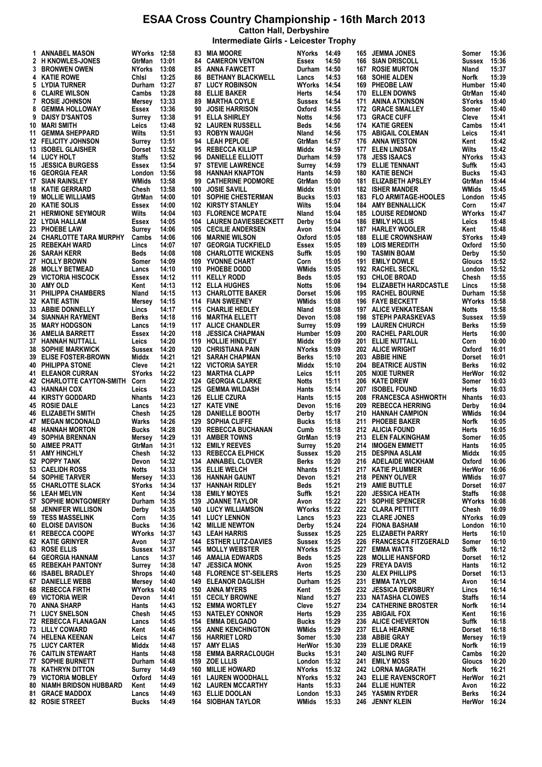# ESAA Cross Country Championship - 16th March 2013

**Catton Hall, Derbyshire**

**Intermediate Girls - Leicester Trophy**

| Pos | Name | County | Time |
|---|---|---|---|
| 1 | ANNABEL MASON | WYorks | 12:58 |
| 2 | H KNOWLES-JONES | GtrMan | 13:01 |
| 3 | BRONWEN OWEN | NYorks | 13:08 |
| 4 | KATIE ROWE | Chisl | 13:25 |
| 5 | LYDIA TURNER | Durham | 13:27 |
| 6 | CLAIRE WILSON | Cambs | 13:28 |
| 7 | ROSIE JOHNSON | Mersey | 13:33 |
| 8 | GEMMA HOLLOWAY | Essex | 13:36 |
| 9 | DAISY D'SANTOS | Surrey | 13:38 |
| 10 | MARI SMITH | Leics | 13:48 |
| 11 | GEMMA SHEPPARD | Wilts | 13:51 |
| 12 | FELICITY JOHNSON | Surrey | 13:51 |
| 13 | ISOBEL GLAISHER | Dorset | 13:52 |
| 14 | LUCY HOLT | Staffs | 13:52 |
| 15 | JESSICA BURGESS | Essex | 13:54 |
| 16 | GEORGIA FEAR | London | 13:56 |
| 17 | SIAN RAINSLEY | WMids | 13:58 |
| 18 | KATIE GERRARD | Chesh | 13:58 |
| 19 | MOLLIE WILLIAMS | GtrMan | 14:00 |
| 20 | KATIE SOLIS | Essex | 14:00 |
| 21 | HERMIONE SEYMOUR | Wilts | 14:04 |
| 22 | LYDIA HALLAM | Essex | 14:05 |
| 23 | PHOEBE LAW | Surrey | 14:06 |
| 24 | CHARLOTTE TARA MURPHY | Cambs | 14:06 |
| 25 | REBEKAH WARD | Lincs | 14:07 |
| 26 | SARAH KERR | Beds | 14:08 |
| 27 | HOLLY BROWN | Somer | 14:09 |
| 28 | MOLLY BETMEAD | Lancs | 14:10 |
| 29 | VICTORIA HISCOCK | Essex | 14:12 |
| 30 | AMY OLD | Kent | 14:13 |
| 31 | PHILIPPA CHAMBERS | Nland | 14:15 |
| 32 | KATIE ASTIN | Mersey | 14:15 |
| 33 | ABBIE DONNELLY | Lincs | 14:17 |
| 34 | SIANNAH RAYMENT | Berks | 14:18 |
| 35 | MARY HODGSON | Lancs | 14:19 |
| 36 | AMELIA BARRETT | Essex | 14:20 |
| 37 | HANNAH NUTTALL | Leics | 14:20 |
| 38 | SOPHIE MARKWICK | Sussex | 14:20 |
| 39 | ELISE FOSTER-BROWN | Middx | 14:21 |
| 40 | PHILIPPA STONE | Cleve | 14:21 |
| 41 | ELEANOR CURRAN | SYorks | 14:22 |
| 42 | CHARLOTTE CAYTON-SMITH | Corn | 14:22 |
| 43 | HANNAH COX | Leics | 14:23 |
| 44 | KIRSTY GODDARD | Nhants | 14:23 |
| 45 | ROSIE DALE | Lancs | 14:23 |
| 46 | ELIZABETH SMITH | Chesh | 14:25 |
| 47 | MEGAN MCDONALD | Warks | 14:26 |
| 48 | HANNAH MORTON | Bucks | 14:28 |
| 49 | SOPHIA BRENNAN | Mersey | 14:29 |
| 50 | AIMEE PRATT | GtrMan | 14:31 |
| 51 | AMY HINCHLY | Chesh | 14:32 |
| 52 | POPPY TANK | Devon | 14:32 |
| 53 | CAELIDH ROSS | Notts | 14:33 |
| 54 | SOPHIE TARVER | Mersey | 14:33 |
| 55 | CHARLOTTE SLACK | SYorks | 14:34 |
| 56 | LEAH MELVIN | Kent | 14:34 |
| 57 | SOPHIE MONTGOMERY | Durham | 14:35 |
| 58 | JENNIFER WILLISON | Derby | 14:35 |
| 59 | TESS MASSELINK | Corn | 14:35 |
| 60 | ELOISE DAVISON | Bucks | 14:36 |
| 61 | REBECCA COOPE | WYorks | 14:37 |
| 62 | KATIE GRINYER | Avon | 14:37 |
| 63 | ROSE ELLIS | Sussex | 14:37 |
| 64 | GEORGIA HANNAM | Lancs | 14:37 |
| 65 | REBEKAH PANTONY | Surrey | 14:38 |
| 66 | ISABEL BRADLEY | Shrops | 14:40 |
| 67 | DANIELLE WEBB | Mersey | 14:40 |
| 68 | REBECCA FIRTH | WYorks | 14:40 |
| 69 | VICTORIA WEIR | Devon | 14:41 |
| 70 | ANNA SHARP | Hants | 14:43 |
| 71 | LUCY SNELSON | Chesh | 14:45 |
| 72 | REBECCA FLANAGAN | Lancs | 14:45 |
| 73 | LILLY COWARD | Kent | 14:46 |
| 74 | HELENA KEENAN | Leics | 14:47 |
| 75 | LUCY CARTER | Middx | 14:48 |
| 76 | CAITLIN STEWART | Hants | 14:48 |
| 77 | SOPHIE BURNETT | Durham | 14:48 |
| 78 | KATHRYN DITTON | Surrey | 14:49 |
| 79 | VICTORIA MOBLEY | Oxford | 14:49 |
| 80 | NIAMH BRIDSON HUBBARD | Kent | 14:49 |
| 81 | GRACE MADDOX | Lancs | 14:49 |
| 82 | ROSIE STREET | Bucks | 14:49 |
| 83 | MIA MOORE | NYorks | 14:49 |
| 84 | CAMERON VENTON | Essex | 14:50 |
| 85 | ANNA FAWCETT | Durham | 14:50 |
| 86 | BETHANY BLACKWELL | Lancs | 14:53 |
| 87 | LUCY ROBINSON | WYorks | 14:54 |
| 88 | ELLIE BAKER | Herts | 14:54 |
| 89 | MARTHA COYLE | Sussex | 14:54 |
| 90 | JOSIE HARRISON | Oxford | 14:55 |
| 91 | ELLA SHIRLEY | Notts | 14:56 |
| 92 | LAUREN RUSSELL | Beds | 14:56 |
| 93 | ROBYN WAUGH | Nland | 14:56 |
| 94 | LEAH PEPLOE | GtrMan | 14:57 |
| 95 | REBECCA KILLIP | Middx | 14:59 |
| 96 | DANIELLE ELLIOTT | Durham | 14:59 |
| 97 | STEVIE LAWRENCE | Surrey | 14:59 |
| 98 | HANNAH KNAPTON | Hants | 14:59 |
| 99 | CATHERINE PODMORE | GtrMan | 15:00 |
| 100 | JOSIE SAVILL | Middx | 15:01 |
| 101 | SOPHIE CHESTERMAN | Bucks | 15:03 |
| 102 | KIRSTY STANLEY | Wilts | 15:04 |
| 103 | FLORENCE MCPATE | Nland | 15:04 |
| 104 | LAUREN DAVIESBECKETT | Derby | 15:04 |
| 105 | CECILIE ANDERSEN | Avon | 15:04 |
| 106 | MARNIE WILSON | Oxford | 15:05 |
| 107 | GEORGIA TUCKFIELD | Essex | 15:05 |
| 108 | CHARLOTTE WICKENS | Suffk | 15:05 |
| 109 | YVONNE CHART | Corn | 15:05 |
| 110 | PHOEBE DODD | WMids | 15:05 |
| 111 | KELLY RODD | Beds | 15:05 |
| 112 | ELLA HUGHES | Notts | 15:06 |
| 113 | CHARLOTTE BAKER | Dorset | 15:06 |
| 114 | FIAN SWEENEY | WMids | 15:08 |
| 115 | CHARLIE HEDLEY | Nland | 15:08 |
| 116 | MARTHA ELLETT | Devon | 15:08 |
| 117 | ALICE CHANDLER | Surrey | 15:09 |
| 118 | JESSICA CHAPMAN | Humber | 15:09 |
| 119 | HOLLIE HINDLEY | Middx | 15:09 |
| 120 | CHRISTIANA PAIN | NYorks | 15:09 |
| 121 | SARAH CHAPMAN | Berks | 15:10 |
| 122 | VICTORIA SAYER | Middx | 15:10 |
| 123 | MARTHA CLAPP | Leics | 15:11 |
| 124 | GEORGIA CLARKE | Notts | 15:11 |
| 125 | GEMMA WILDASH | Hants | 15:14 |
| 126 | ELLIE CZURA | Hants | 15:15 |
| 127 | KATE VINE | Devon | 15:16 |
| 128 | DANIELLE BOOTH | Derby | 15:17 |
| 129 | SOPHIA CLIFFE | Bucks | 15:18 |
| 130 | REBECCA BUCHANAN | Cumb | 15:18 |
| 131 | AMBER TOWNS | GtrMan | 15:19 |
| 132 | EMILY REEVES | Surrey | 15:20 |
| 133 | REBECCA ELPHICK | Sussex | 15:20 |
| 134 | ANNABEL CLOVER | Berks | 15:20 |
| 135 | ELLIE WELCH | Nhants | 15:21 |
| 136 | HANNAH GAUNT | Devon | 15:21 |
| 137 | HANNAH RIDLEY | Beds | 15:21 |
| 138 | EMILY MOYES | Suffk | 15:21 |
| 139 | JOANNE TAYLOR | Avon | 15:22 |
| 140 | LUCY WILLIAMSON | WYorks | 15:22 |
| 141 | LUCY LENNON | Lancs | 15:23 |
| 142 | MILLIE NEWTON | Derby | 15:24 |
| 143 | LEAH HARRIS | Sussex | 15:25 |
| 144 | ESTHER LUTZ-DAVIES | Sussex | 15:25 |
| 145 | MOLLY WEBSTER | NYorks | 15:25 |
| 146 | AMALIA EDWARDS | Beds | 15:25 |
| 147 | JESSICA MONK | Avon | 15:25 |
| 148 | FLORENCE ST'-SEILERS | Herts | 15:25 |
| 149 | ELEANOR DAGLISH | Durham | 15:25 |
| 150 | ANNA MYERS | Kent | 15:26 |
| 151 | CECILY BROWNE | Nland | 15:27 |
| 152 | EMMA WORTLEY | Cleve | 15:27 |
| 153 | NATELEY CONNOR | Herts | 15:29 |
| 154 | EMMA DELGADO | Bucks | 15:29 |
| 155 | ANNE KENCHINGTON | WMids | 15:29 |
| 156 | HARRIET LORD | Somer | 15:30 |
| 157 | AMY ELIAS | HerWor | 15:30 |
| 158 | EMMA BARRACLOUGH | Bucks | 15:31 |
| 159 | ZOE LLLIS | London | 15:32 |
| 160 | MILLIE HOWARD | NYorks | 15:32 |
| 161 | LAUREN WOODHALL | NYorks | 15:32 |
| 162 | LAUREN MCCARTHY | Hants | 15:33 |
| 163 | ELLIE DOOLAN | London | 15:33 |
| 164 | SIOBHAN TAYLOR | WMids | 15:33 |
| 165 | JEMMA JONES | Somer | 15:36 |
| 166 | SIAN DRISCOLL | Sussex | 15:36 |
| 167 | ROSIE MURTON | Nland | 15:37 |
| 168 | SOHIE ALDEN | Norfk | 15:39 |
| 169 | PHEOBE LAW | Humber | 15:40 |
| 170 | ELLEN DOWNS | GtrMan | 15:40 |
| 171 | ANINA ATKINSON | SYorks | 15:40 |
| 172 | GRACE SMALLEY | Somer | 15:40 |
| 173 | GRACE CUFF | Cleve | 15:41 |
| 174 | KATIE GREEN | Cambs | 15:41 |
| 175 | ABIGAIL COLEMAN | Leics | 15:41 |
| 176 | ANNA WESTON | Kent | 15:42 |
| 177 | ELEN LINDSAY | Wilts | 15:42 |
| 178 | JESS ISAACS | NYorks | 15:43 |
| 179 | ELLIE TENNANT | Suffk | 15:43 |
| 180 | KATIE BENCH | Bucks | 15:43 |
| 181 | ELIZABETH APSLEY | GtrMan | 15:44 |
| 182 | ISHER MANDER | WMids | 15:45 |
| 183 | FLO ARMITAGE-HOOLES | London | 15:45 |
| 184 | AMY BENNALLICK | Corn | 15:47 |
| 185 | LOUISE REDMOND | WYorks | 15:47 |
| 186 | EMILY HOLLIS | Leics | 15:48 |
| 187 | HARLEY WOOLER | Kent | 15:48 |
| 188 | ELLIE CROWNSHAW | SYorks | 15:49 |
| 189 | LOIS MEREDITH | Oxford | 15:50 |
| 190 | TASMIN BOAM | Derby | 15:50 |
| 191 | EMILY DOWLE | Gloucs | 15:52 |
| 192 | RACHEL SECKL | London | 15:52 |
| 193 | CHLOE BROAD | Chesh | 15:55 |
| 194 | ELIZABETH HARDCASTLE | Lincs | 15:58 |
| 195 | RACHEL BOURNE | Durham | 15:58 |
| 196 | FAYE BECKETT | WYorks | 15:58 |
| 197 | ALICE VENKATESAN | Notts | 15:58 |
| 198 | STEPH PARASKEVAS | Sussex | 15:59 |
| 199 | LAUREN CHURCH | Berks | 15:59 |
| 200 | RACHEL PARLOUR | Herts | 16:00 |
| 201 | ELLIE NUTTALL | Corn | 16:00 |
| 202 | ALICE WRIGHT | Oxford | 16:01 |
| 203 | ABBIE HINE | Dorset | 16:01 |
| 204 | BEATRICE AUSTIN | Berks | 16:02 |
| 205 | NIXIE TURNER | HerWor | 16:02 |
| 206 | KATE DREW | Somer | 16:03 |
| 207 | ISOBEL FOUND | Herts | 16:03 |
| 208 | FRANCESCA ASHWORTH | Nhants | 16:03 |
| 209 | REBECCA HERRING | Derby | 16:04 |
| 210 | HANNAH CAMPION | WMids | 16:04 |
| 211 | PHOEBE BAKER | Norfk | 16:05 |
| 212 | ALICIA FOUND | Herts | 16:05 |
| 213 | ELEN FALKINGHAM | Somer | 16:05 |
| 214 | IMOGEN EMMETT | Hants | 16:05 |
| 215 | DESPINA ASLAM | Middx | 16:05 |
| 216 | ADELAIDE WICKHAM | Oxford | 16:06 |
| 217 | KATIE PLUMMER | HerWor | 16:06 |
| 218 | PENNY OLIVER | WMids | 16:07 |
| 219 | AMIE BUTTLE | Dorset | 16:07 |
| 220 | JESSICA HEATH | Staffs | 16:08 |
| 221 | SOPHIE SPENCER | WYorks | 16:08 |
| 222 | CLARA PETTITT | Chesh | 16:09 |
| 223 | CLARE JONES | NYorks | 16:09 |
| 224 | FIONA BASHAM | London | 16:10 |
| 225 | ELIZABETH PARRY | Herts | 16:10 |
| 226 | FRANCESCA FITZGERALD | Somer | 16:10 |
| 227 | EMMA WATTS | Suffk | 16:12 |
| 228 | MOLLIE HANSFORD | Dorset | 16:12 |
| 229 | FREYA DAVIS | Hants | 16:12 |
| 230 | ALEX PHILLIPS | Dorset | 16:13 |
| 231 | EMMA TAYLOR | Avon | 16:14 |
| 232 | JESSICA DEWSBURY | Lincs | 16:14 |
| 233 | NATASHA CLOWES | Staffs | 16:14 |
| 234 | CATHERINE BROSTER | Norfk | 16:14 |
| 235 | ABIGAIL FOX | Kent | 16:16 |
| 236 | ALICE CHEVERTON | Suffk | 16:18 |
| 237 | ELLA HEARNE | Dorset | 16:18 |
| 238 | ABBIE GRAY | Mersey | 16:19 |
| 239 | ELLIE DRAKE | Norfk | 16:19 |
| 240 | AISLING RUFF | Cambs | 16:20 |
| 241 | EMILY MOSS | Gloucs | 16:20 |
| 242 | LORNA MAGRATH | Norfk | 16:21 |
| 243 | ELLIE RAVENSCROFT | HerWor | 16:21 |
| 244 | ELLIE HUNTER | Avon | 16:22 |
| 245 | YASMIN RYDER | Berks | 16:24 |
| 246 | JENNY KLEIN | HerWor | 16:24 |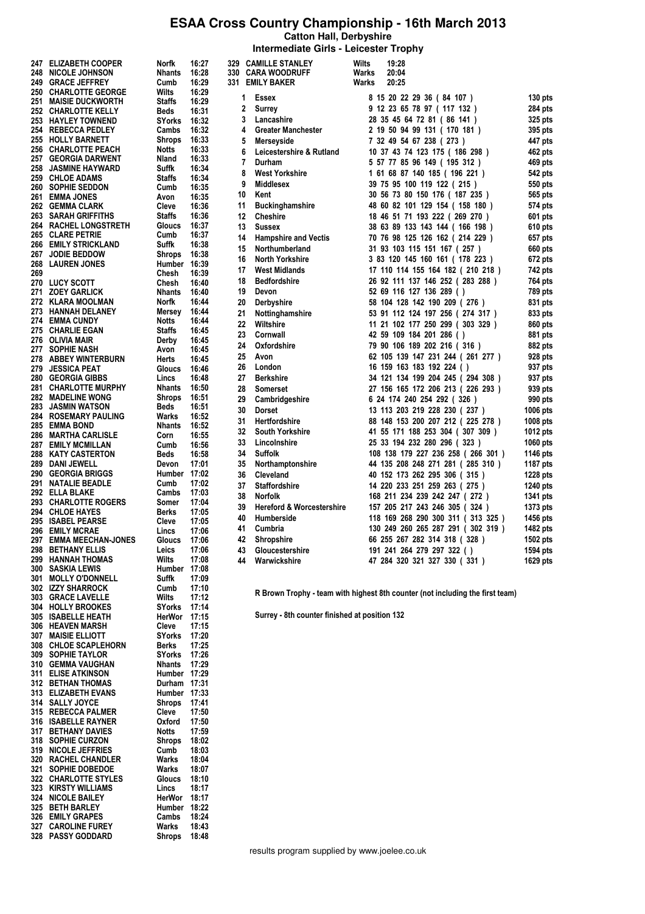# ESAA Cross Country Championship - 16th March 2013

**Catton Hall, Derbyshire**

**Intermediate Girls - Leicester Trophy**

| Pos | Name | County | Time |
|---|---|---|---|
| 247 | ELIZABETH COOPER | Norfk | 16:27 |
| 248 | NICOLE JOHNSON | Nhants | 16:28 |
| 249 | GRACE JEFFREY | Cumb | 16:29 |
| 250 | CHARLOTTE GEORGE | Wilts | 16:29 |
| 251 | MAISIE DUCKWORTH | Staffs | 16:29 |
| 252 | CHARLOTTE KELLY | Beds | 16:31 |
| 253 | HAYLEY TOWNEND | SYorks | 16:32 |
| 254 | REBECCA PEDLEY | Cambs | 16:32 |
| 255 | HOLLY BARNETT | Shrops | 16:33 |
| 256 | CHARLOTTE PEACH | Notts | 16:33 |
| 257 | GEORGIA DARWENT | Nland | 16:33 |
| 258 | JASMINE HAYWARD | Suffk | 16:34 |
| 259 | CHLOE ADAMS | Staffs | 16:34 |
| 260 | SOPHIE SEDDON | Cumb | 16:35 |
| 261 | EMMA JONES | Avon | 16:35 |
| 262 | GEMMA CLARK | Cleve | 16:36 |
| 263 | SARAH GRIFFITHS | Staffs | 16:36 |
| 264 | RACHEL LONGSTRETH | Gloucs | 16:37 |
| 265 | CLARE PETRIE | Cumb | 16:37 |
| 266 | EMILY STRICKLAND | Suffk | 16:38 |
| 267 | JODIE BEDDOW | Shrops | 16:38 |
| 268 | LAUREN JONES | Humber | 16:39 |
| 269 | | Chesh | 16:39 |
| 270 | LUCY SCOTT | Chesh | 16:40 |
| 271 | ZOEY GARLICK | Nhants | 16:40 |
| 272 | KLARA MOOLMAN | Norfk | 16:44 |
| 273 | HANNAH DELANEY | Mersey | 16:44 |
| 274 | EMMA CUNDY | Notts | 16:44 |
| 275 | CHARLIE EGAN | Staffs | 16:45 |
| 276 | OLIVIA MAIR | Derby | 16:45 |
| 277 | SOPHIE NASH | Avon | 16:45 |
| 278 | ABBEY WINTERBURN | Herts | 16:45 |
| 279 | JESSICA PEAT | Gloucs | 16:46 |
| 280 | GEORGIA GIBBS | Lincs | 16:48 |
| 281 | CHARLOTTE MURPHY | Nhants | 16:50 |
| 282 | MADELINE WONG | Shrops | 16:51 |
| 283 | JASMIN WATSON | Beds | 16:51 |
| 284 | ROSEMARY PAULING | Warks | 16:52 |
| 285 | EMMA BOND | Nhants | 16:52 |
| 286 | MARTHA CARLISLE | Corn | 16:55 |
| 287 | EMILY MCMILLAN | Cumb | 16:56 |
| 288 | KATY CASTERTON | Beds | 16:58 |
| 289 | DANI JEWELL | Devon | 17:01 |
| 290 | GEORGIA BRIGGS | Humber | 17:02 |
| 291 | NATALIE BEADLE | Cumb | 17:02 |
| 292 | ELLA BLAKE | Cambs | 17:03 |
| 293 | CHARLOTTE ROGERS | Somer | 17:04 |
| 294 | CHLOE HAYES | Berks | 17:05 |
| 295 | ISABEL PEARSE | Cleve | 17:05 |
| 296 | EMILY MCRAE | Lincs | 17:06 |
| 297 | EMMA MEECHAN-JONES | Gloucs | 17:06 |
| 298 | BETHANY ELLIS | Leics | 17:06 |
| 299 | HANNAH THOMAS | Wilts | 17:08 |
| 300 | SASKIA LEWIS | Humber | 17:08 |
| 301 | MOLLY O'DONNELL | Suffk | 17:09 |
| 302 | IZZY SHARROCK | Cumb | 17:10 |
| 303 | GRACE LAVELLE | Wilts | 17:12 |
| 304 | HOLLY BROOKES | SYorks | 17:14 |
| 305 | ISABELLE HEATH | HerWor | 17:15 |
| 306 | HEAVEN MARSH | Cleve | 17:15 |
| 307 | MAISIE ELLIOTT | SYorks | 17:20 |
| 308 | CHLOE SCAPLEHORN | Berks | 17:25 |
| 309 | SOPHIE TAYLOR | SYorks | 17:26 |
| 310 | GEMMA VAUGHAN | Nhants | 17:29 |
| 311 | ELISE ATKINSON | Humber | 17:29 |
| 312 | BETHAN THOMAS | Durham | 17:31 |
| 313 | ELIZABETH EVANS | Humber | 17:33 |
| 314 | SALLY JOYCE | Shrops | 17:41 |
| 315 | REBECCA PALMER | Cleve | 17:50 |
| 316 | ISABELLE RAYNER | Oxford | 17:50 |
| 317 | BETHANY DAVIES | Notts | 17:59 |
| 318 | SOPHIE CURZON | Shrops | 18:02 |
| 319 | NICOLE JEFFRIES | Cumb | 18:03 |
| 320 | RACHEL CHANDLER | Warks | 18:04 |
| 321 | SOPHIE DOBEDOE | Warks | 18:07 |
| 322 | CHARLOTTE STYLES | Gloucs | 18:10 |
| 323 | KIRSTY WILLIAMS | Lincs | 18:17 |
| 324 | NICOLE BAILEY | HerWor | 18:17 |
| 325 | BETH BARLEY | Humber | 18:22 |
| 326 | EMILY GRAPES | Cambs | 18:24 |
| 327 | CAROLINE FUREY | Warks | 18:43 |
| 328 | PASSY GODDARD | Shrops | 18:48 |
| 329 | CAMILLE STANLEY | Wilts | 19:28 |
| 330 | CARA WOODRUFF | Warks | 20:04 |
| 331 | EMILY BAKER | Warks | 20:25 |

| Pos | Team | Positions | Points |
|---|---|---|---|
| 1 | Essex | 8 15 20 22 29 36 ( 84 107 ) | 130 pts |
| 2 | Surrey | 9 12 23 65 78 97 ( 117 132 ) | 284 pts |
| 3 | Lancashire | 28 35 45 64 72 81 ( 86 141 ) | 325 pts |
| 4 | Greater Manchester | 2 19 50 94 99 131 ( 170 181 ) | 395 pts |
| 5 | Merseyside | 7 32 49 54 67 238 ( 273 ) | 447 pts |
| 6 | Leicestershire & Rutland | 10 37 43 74 123 175 ( 186 298 ) | 462 pts |
| 7 | Durham | 5 57 77 85 96 149 ( 195 312 ) | 469 pts |
| 8 | West Yorkshire | 1 61 68 87 140 185 ( 196 221 ) | 542 pts |
| 9 | Middlesex | 39 75 95 100 119 122 ( 215 ) | 550 pts |
| 10 | Kent | 30 56 73 80 150 176 ( 187 235 ) | 565 pts |
| 11 | Buckinghamshire | 48 60 82 101 129 154 ( 158 180 ) | 574 pts |
| 12 | Cheshire | 18 46 51 71 193 222 ( 269 270 ) | 601 pts |
| 13 | Sussex | 38 63 89 133 143 144 ( 166 198 ) | 610 pts |
| 14 | Hampshire and Vectis | 70 76 98 125 126 162 ( 214 229 ) | 657 pts |
| 15 | Northumberland | 31 93 103 115 151 167 ( 257 ) | 660 pts |
| 16 | North Yorkshire | 3 83 120 145 160 161 ( 178 223 ) | 672 pts |
| 17 | West Midlands | 17 110 114 155 164 182 ( 210 218 ) | 742 pts |
| 18 | Bedfordshire | 26 92 111 137 146 252 ( 283 288 ) | 764 pts |
| 19 | Devon | 52 69 116 127 136 289 ( ) | 789 pts |
| 20 | Derbyshire | 58 104 128 142 190 209 ( 276 ) | 831 pts |
| 21 | Nottinghamshire | 53 91 112 124 197 256 ( 274 317 ) | 833 pts |
| 22 | Wiltshire | 11 21 102 177 250 299 ( 303 329 ) | 860 pts |
| 23 | Cornwall | 42 59 109 184 201 286 ( ) | 881 pts |
| 24 | Oxfordshire | 79 90 106 189 202 216 ( 316 ) | 882 pts |
| 25 | Avon | 62 105 139 147 231 244 ( 261 277 ) | 928 pts |
| 26 | London | 16 159 163 183 192 224 ( ) | 937 pts |
| 27 | Berkshire | 34 121 134 199 204 245 ( 294 308 ) | 937 pts |
| 28 | Somerset | 27 156 165 172 206 213 ( 226 293 ) | 939 pts |
| 29 | Cambridgeshire | 6 24 174 240 254 292 ( 326 ) | 990 pts |
| 30 | Dorset | 13 113 203 219 228 230 ( 237 ) | 1006 pts |
| 31 | Hertfordshire | 88 148 153 200 207 212 ( 225 278 ) | 1008 pts |
| 32 | South Yorkshire | 41 55 171 188 253 304 ( 307 309 ) | 1012 pts |
| 33 | Lincolnshire | 25 33 194 232 280 296 ( 323 ) | 1060 pts |
| 34 | Suffolk | 108 138 179 227 236 258 ( 266 301 ) | 1146 pts |
| 35 | Northamptonshire | 44 135 208 248 271 281 ( 285 310 ) | 1187 pts |
| 36 | Cleveland | 40 152 173 262 295 306 ( 315 ) | 1228 pts |
| 37 | Staffordshire | 14 220 233 251 259 263 ( 275 ) | 1240 pts |
| 38 | Norfolk | 168 211 234 239 242 247 ( 272 ) | 1341 pts |
| 39 | Hereford & Worcestershire | 157 205 217 243 246 305 ( 324 ) | 1373 pts |
| 40 | Humberside | 118 169 268 290 300 311 ( 313 325 ) | 1456 pts |
| 41 | Cumbria | 130 249 260 265 287 291 ( 302 319 ) | 1482 pts |
| 42 | Shropshire | 66 255 267 282 314 318 ( 328 ) | 1502 pts |
| 43 | Gloucestershire | 191 241 264 279 297 322 ( ) | 1594 pts |
| 44 | Warwickshire | 47 284 320 321 327 330 ( 331 ) | 1629 pts |

**R Brown Trophy - team with highest 8th counter (not including the first team)**

**Surrey - 8th counter finished at position 132**

results program supplied by www.joelee.co.uk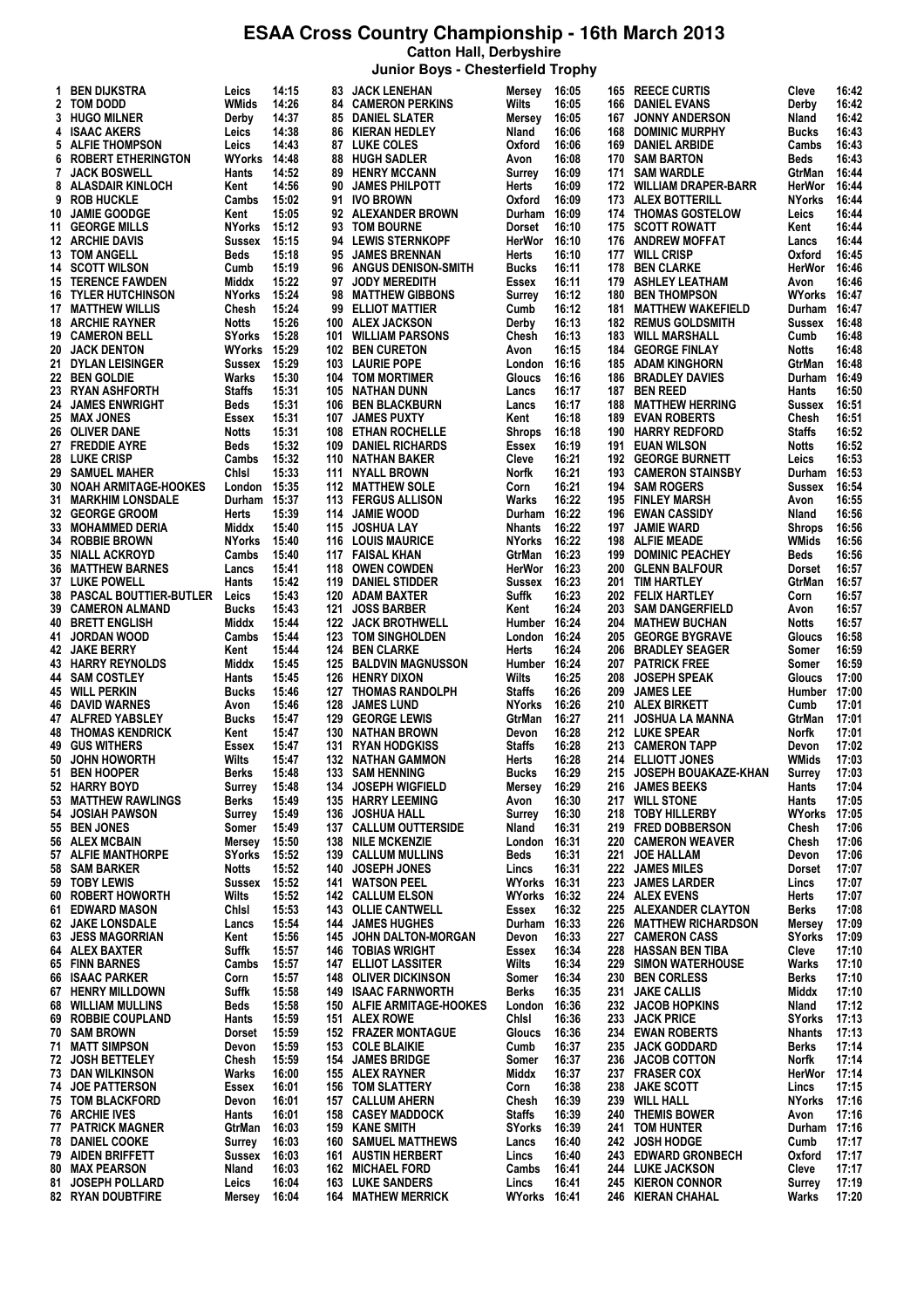# ESAA Cross Country Championship - 16th March 2013

**Catton Hall, Derbyshire**

**Junior Boys - Chesterfield Trophy**

| Pos | Name | County | Time |
|---|---|---|---|
| 1 | BEN DIJKSTRA | Leics | 14:15 |
| 2 | TOM DODD | WMids | 14:26 |
| 3 | HUGO MILNER | Derby | 14:37 |
| 4 | ISAAC AKERS | Leics | 14:38 |
| 5 | ALFIE THOMPSON | Leics | 14:43 |
| 6 | ROBERT ETHERINGTON | WYorks | 14:48 |
| 7 | JACK BOSWELL | Hants | 14:52 |
| 8 | ALASDAIR KINLOCH | Kent | 14:56 |
| 9 | ROB HUCKLE | Cambs | 15:02 |
| 10 | JAMIE GOODGE | Kent | 15:05 |
| 11 | GEORGE MILLS | NYorks | 15:12 |
| 12 | ARCHIE DAVIS | Sussex | 15:15 |
| 13 | TOM ANGELL | Beds | 15:18 |
| 14 | SCOTT WILSON | Cumb | 15:19 |
| 15 | TERENCE FAWDEN | Middx | 15:22 |
| 16 | TYLER HUTCHINSON | NYorks | 15:24 |
| 17 | MATTHEW WILLIS | Chesh | 15:24 |
| 18 | ARCHIE RAYNER | Notts | 15:26 |
| 19 | CAMERON BELL | SYorks | 15:28 |
| 20 | JACK DENTON | WYorks | 15:29 |
| 21 | DYLAN LEISINGER | Sussex | 15:29 |
| 22 | BEN GOLDIE | Warks | 15:30 |
| 23 | RYAN ASHFORTH | Staffs | 15:31 |
| 24 | JAMES ENWRIGHT | Beds | 15:31 |
| 25 | MAX JONES | Essex | 15:31 |
| 26 | OLIVER DANE | Notts | 15:31 |
| 27 | FREDDIE AYRE | Beds | 15:32 |
| 28 | LUKE CRISP | Cambs | 15:32 |
| 29 | SAMUEL MAHER | Chlsl | 15:33 |
| 30 | NOAH ARMITAGE-HOOKES | London | 15:35 |
| 31 | MARKHIM LONSDALE | Durham | 15:37 |
| 32 | GEORGE GROOM | Herts | 15:39 |
| 33 | MOHAMMED DERIA | Middx | 15:40 |
| 34 | ROBBIE BROWN | NYorks | 15:40 |
| 35 | NIALL ACKROYD | Cambs | 15:40 |
| 36 | MATTHEW BARNES | Lancs | 15:41 |
| 37 | LUKE POWELL | Hants | 15:42 |
| 38 | PASCAL BOUTTIER-BUTLER | Leics | 15:43 |
| 39 | CAMERON ALMAND | Bucks | 15:43 |
| 40 | BRETT ENGLISH | Middx | 15:44 |
| 41 | JORDAN WOOD | Cambs | 15:44 |
| 42 | JAKE BERRY | Kent | 15:44 |
| 43 | HARRY REYNOLDS | Middx | 15:45 |
| 44 | SAM COSTLEY | Hants | 15:45 |
| 45 | WILL PERKIN | Bucks | 15:46 |
| 46 | DAVID WARNES | Avon | 15:46 |
| 47 | ALFRED YABSLEY | Bucks | 15:47 |
| 48 | THOMAS KENDRICK | Kent | 15:47 |
| 49 | GUS WITHERS | Essex | 15:47 |
| 50 | JOHN HOWORTH | Wilts | 15:47 |
| 51 | BEN HOOPER | Berks | 15:48 |
| 52 | HARRY BOYD | Surrey | 15:48 |
| 53 | MATTHEW RAWLINGS | Berks | 15:49 |
| 54 | JOSIAH PAWSON | Surrey | 15:49 |
| 55 | BEN JONES | Somer | 15:49 |
| 56 | ALEX MCBAIN | Mersey | 15:50 |
| 57 | ALFIE MANTHORPE | SYorks | 15:52 |
| 58 | SAM BARKER | Notts | 15:52 |
| 59 | TOBY LEWIS | Sussex | 15:52 |
| 60 | ROBERT HOWORTH | Wilts | 15:52 |
| 61 | EDWARD MASON | Chlsl | 15:53 |
| 62 | JAKE LONSDALE | Lancs | 15:54 |
| 63 | JESS MAGORRIAN | Kent | 15:56 |
| 64 | ALEX BAXTER | Suffk | 15:57 |
| 65 | FINN BARNES | Cambs | 15:57 |
| 66 | ISAAC PARKER | Corn | 15:57 |
| 67 | HENRY MILLDOWN | Suffk | 15:58 |
| 68 | WILLIAM MULLINS | Beds | 15:58 |
| 69 | ROBBIE COUPLAND | Hants | 15:59 |
| 70 | SAM BROWN | Dorset | 15:59 |
| 71 | MATT SIMPSON | Devon | 15:59 |
| 72 | JOSH BETTELEY | Chesh | 15:59 |
| 73 | DAN WILKINSON | Warks | 16:00 |
| 74 | JOE PATTERSON | Essex | 16:01 |
| 75 | TOM BLACKFORD | Devon | 16:01 |
| 76 | ARCHIE IVES | Hants | 16:01 |
| 77 | PATRICK MAGNER | GtrMan | 16:03 |
| 78 | DANIEL COOKE | Surrey | 16:03 |
| 79 | AIDEN BRIFFETT | Sussex | 16:03 |
| 80 | MAX PEARSON | Nland | 16:03 |
| 81 | JOSEPH POLLARD | Leics | 16:04 |
| 82 | RYAN DOUBTFIRE | Mersey | 16:04 |
| 83 | JACK LENEHAN | Mersey | 16:05 |
| 84 | CAMERON PERKINS | Wilts | 16:05 |
| 85 | DANIEL SLATER | Mersey | 16:05 |
| 86 | KIERAN HEDLEY | Nland | 16:06 |
| 87 | LUKE COLES | Oxford | 16:06 |
| 88 | HUGH SADLER | Avon | 16:08 |
| 89 | HENRY MCCANN | Surrey | 16:09 |
| 90 | JAMES PHILPOTT | Herts | 16:09 |
| 91 | IVO BROWN | Oxford | 16:09 |
| 92 | ALEXANDER BROWN | Durham | 16:09 |
| 93 | TOM BOURNE | Dorset | 16:10 |
| 94 | LEWIS STERNKOPF | HerWor | 16:10 |
| 95 | JAMES BRENNAN | Herts | 16:10 |
| 96 | ANGUS DENISON-SMITH | Bucks | 16:11 |
| 97 | JODY MEREDITH | Essex | 16:11 |
| 98 | MATTHEW GIBBONS | Surrey | 16:12 |
| 99 | ELLIOT MATTIER | Cumb | 16:12 |
| 100 | ALEX JACKSON | Derby | 16:13 |
| 101 | WILLIAM PARSONS | Chesh | 16:13 |
| 102 | BEN CURETON | Avon | 16:15 |
| 103 | LAURIE POPE | London | 16:16 |
| 104 | TOM MORTIMER | Gloucs | 16:16 |
| 105 | NATHAN DUNN | Lancs | 16:17 |
| 106 | BEN BLACKBURN | Lancs | 16:17 |
| 107 | JAMES PUXTY | Kent | 16:18 |
| 108 | ETHAN ROCHELLE | Shrops | 16:18 |
| 109 | DANIEL RICHARDS | Essex | 16:19 |
| 110 | NATHAN BAKER | Cleve | 16:21 |
| 111 | NYALL BROWN | Norfk | 16:21 |
| 112 | MATTHEW SOLE | Corn | 16:21 |
| 113 | FERGUS ALLISON | Warks | 16:22 |
| 114 | JAMIE WOOD | Durham | 16:22 |
| 115 | JOSHUA LAY | Nhants | 16:22 |
| 116 | LOUIS MAURICE | NYorks | 16:22 |
| 117 | FAISAL KHAN | GtrMan | 16:23 |
| 118 | OWEN COWDEN | HerWor | 16:23 |
| 119 | DANIEL STIDDER | Sussex | 16:23 |
| 120 | ADAM BAXTER | Suffk | 16:23 |
| 121 | JOSS BARBER | Kent | 16:24 |
| 122 | JACK BROTHWELL | Humber | 16:24 |
| 123 | TOM SINGHOLDEN | London | 16:24 |
| 124 | BEN CLARKE | Herts | 16:24 |
| 125 | BALDVIN MAGNUSSON | Humber | 16:24 |
| 126 | HENRY DIXON | Wilts | 16:25 |
| 127 | THOMAS RANDOLPH | Staffs | 16:26 |
| 128 | JAMES LUND | NYorks | 16:26 |
| 129 | GEORGE LEWIS | GtrMan | 16:27 |
| 130 | NATHAN BROWN | Devon | 16:28 |
| 131 | RYAN HODGKISS | Staffs | 16:28 |
| 132 | NATHAN GAMMON | Herts | 16:28 |
| 133 | SAM HENNING | Bucks | 16:29 |
| 134 | JOSEPH WIGFIELD | Mersey | 16:29 |
| 135 | HARRY LEEMING | Avon | 16:30 |
| 136 | JOSHUA HALL | Surrey | 16:30 |
| 137 | CALLUM OUTTERSIDE | Nland | 16:31 |
| 138 | NILE MCKENZIE | London | 16:31 |
| 139 | CALLUM MULLINS | Beds | 16:31 |
| 140 | JOSEPH JONES | Lincs | 16:31 |
| 141 | WATSON PEEL | WYorks | 16:31 |
| 142 | CALLUM ELSON | WYorks | 16:32 |
| 143 | OLLIE CANTWELL | Essex | 16:32 |
| 144 | JAMES HUGHES | Durham | 16:33 |
| 145 | JOHN DALTON-MORGAN | Devon | 16:33 |
| 146 | TOBIAS WRIGHT | Essex | 16:34 |
| 147 | ELLIOT LASSITER | Wilts | 16:34 |
| 148 | OLIVER DICKINSON | Somer | 16:34 |
| 149 | ISAAC FARNWORTH | Berks | 16:35 |
| 150 | ALFIE ARMITAGE-HOOKES | London | 16:36 |
| 151 | ALEX ROWE | Chlsl | 16:36 |
| 152 | FRAZER MONTAGUE | Gloucs | 16:36 |
| 153 | COLE BLAIKIE | Cumb | 16:37 |
| 154 | JAMES BRIDGE | Somer | 16:37 |
| 155 | ALEX RAYNER | Middx | 16:37 |
| 156 | TOM SLATTERY | Corn | 16:38 |
| 157 | CALLUM AHERN | Chesh | 16:39 |
| 158 | CASEY MADDOCK | Staffs | 16:39 |
| 159 | KANE SMITH | SYorks | 16:39 |
| 160 | SAMUEL MATTHEWS | Lancs | 16:40 |
| 161 | AUSTIN HERBERT | Lincs | 16:40 |
| 162 | MICHAEL FORD | Cambs | 16:41 |
| 163 | LUKE SANDERS | Lincs | 16:41 |
| 164 | MATHEW MERRICK | WYorks | 16:41 |
| 165 | REECE CURTIS | Cleve | 16:42 |
| 166 | DANIEL EVANS | Derby | 16:42 |
| 167 | JONNY ANDERSON | Nland | 16:42 |
| 168 | DOMINIC MURPHY | Bucks | 16:43 |
| 169 | DANIEL ARBIDE | Cambs | 16:43 |
| 170 | SAM BARTON | Beds | 16:43 |
| 171 | SAM WARDLE | GtrMan | 16:44 |
| 172 | WILLIAM DRAPER-BARR | HerWor | 16:44 |
| 173 | ALEX BOTTERILL | NYorks | 16:44 |
| 174 | THOMAS GOSTELOW | Leics | 16:44 |
| 175 | SCOTT ROWATT | Kent | 16:44 |
| 176 | ANDREW MOFFAT | Lancs | 16:44 |
| 177 | WILL CRISP | Oxford | 16:45 |
| 178 | BEN CLARKE | HerWor | 16:46 |
| 179 | ASHLEY LEATHAM | Avon | 16:46 |
| 180 | BEN THOMPSON | WYorks | 16:47 |
| 181 | MATTHEW WAKEFIELD | Durham | 16:47 |
| 182 | REMUS GOLDSMITH | Sussex | 16:48 |
| 183 | WILL MARSHALL | Cumb | 16:48 |
| 184 | GEORGE FINLAY | Notts | 16:48 |
| 185 | ADAM KINGHORN | GtrMan | 16:48 |
| 186 | BRADLEY DAVIES | Durham | 16:49 |
| 187 | BEN REED | Hants | 16:50 |
| 188 | MATTHEW HERRING | Sussex | 16:51 |
| 189 | EVAN ROBERTS | Chesh | 16:51 |
| 190 | HARRY REDFORD | Staffs | 16:52 |
| 191 | EUAN WILSON | Notts | 16:52 |
| 192 | GEORGE BURNETT | Leics | 16:53 |
| 193 | CAMERON STAINSBY | Durham | 16:53 |
| 194 | SAM ROGERS | Sussex | 16:54 |
| 195 | FINLEY MARSH | Avon | 16:55 |
| 196 | EWAN CASSIDY | Nland | 16:56 |
| 197 | JAMIE WARD | Shrops | 16:56 |
| 198 | ALFIE MEADE | WMids | 16:56 |
| 199 | DOMINIC PEACHEY | Beds | 16:56 |
| 200 | GLENN BALFOUR | Dorset | 16:57 |
| 201 | TIM HARTLEY | GtrMan | 16:57 |
| 202 | FELIX HARTLEY | Corn | 16:57 |
| 203 | SAM DANGERFIELD | Avon | 16:57 |
| 204 | MATHEW BUCHAN | Notts | 16:57 |
| 205 | GEORGE BYGRAVE | Gloucs | 16:58 |
| 206 | BRADLEY SEAGER | Somer | 16:59 |
| 207 | PATRICK FREE | Somer | 16:59 |
| 208 | JOSEPH SPEAK | Gloucs | 17:00 |
| 209 | JAMES LEE | Humber | 17:00 |
| 210 | ALEX BIRKETT | Cumb | 17:01 |
| 211 | JOSHUA LA MANNA | GtrMan | 17:01 |
| 212 | LUKE SPEAR | Norfk | 17:01 |
| 213 | CAMERON TAPP | Devon | 17:02 |
| 214 | ELLIOTT JONES | WMids | 17:03 |
| 215 | JOSEPH BOUAKAZE-KHAN | Surrey | 17:03 |
| 216 | JAMES BEEKS | Hants | 17:04 |
| 217 | WILL STONE | Hants | 17:05 |
| 218 | TOBY HILLERBY | WYorks | 17:05 |
| 219 | FRED DOBBERSON | Chesh | 17:06 |
| 220 | CAMERON WEAVER | Chesh | 17:06 |
| 221 | JOE HALLAM | Devon | 17:06 |
| 222 | JAMES MILES | Dorset | 17:07 |
| 223 | JAMES LARDER | Lincs | 17:07 |
| 224 | ALEX EVENS | Herts | 17:07 |
| 225 | ALEXANDER CLAYTON | Berks | 17:08 |
| 226 | MATTHEW RICHARDSON | Mersey | 17:09 |
| 227 | CAMERON CASS | SYorks | 17:09 |
| 228 | HASSAN BEN TIBA | Cleve | 17:10 |
| 229 | SIMON WATERHOUSE | Warks | 17:10 |
| 230 | BEN CORLESS | Berks | 17:10 |
| 231 | JAKE CALLIS | Middx | 17:10 |
| 232 | JACOB HOPKINS | Nland | 17:12 |
| 233 | JACK PRICE | SYorks | 17:13 |
| 234 | EWAN ROBERTS | Nhants | 17:13 |
| 235 | JACK GODDARD | Berks | 17:14 |
| 236 | JACOB COTTON | Norfk | 17:14 |
| 237 | FRASER COX | HerWor | 17:14 |
| 238 | JAKE SCOTT | Lincs | 17:15 |
| 239 | WILL HALL | NYorks | 17:16 |
| 240 | THEMIS BOWER | Avon | 17:16 |
| 241 | TOM HUNTER | Durham | 17:16 |
| 242 | JOSH HODGE | Cumb | 17:17 |
| 243 | EDWARD GRONBECH | Oxford | 17:17 |
| 244 | LUKE JACKSON | Cleve | 17:17 |
| 245 | KIERON CONNOR | Surrey | 17:19 |
| 246 | KIERAN CHAHAL | Warks | 17:20 |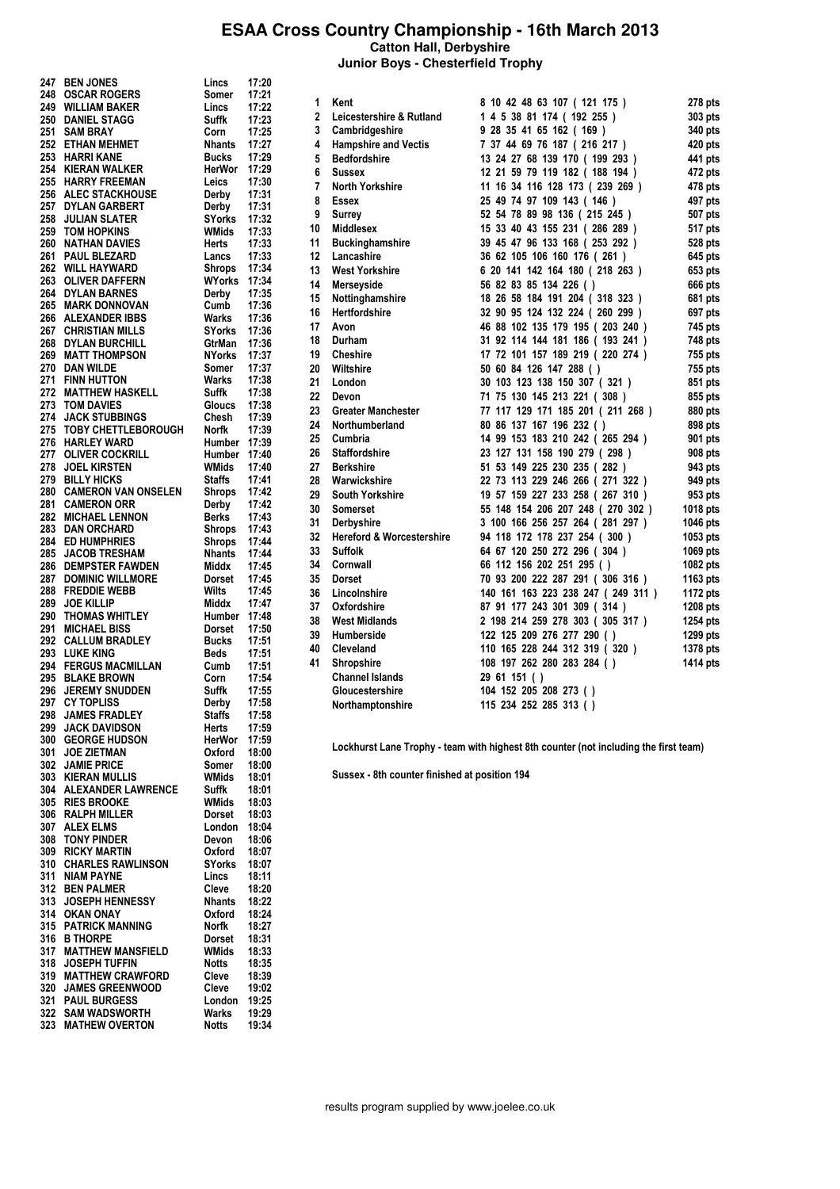# ESAA Cross Country Championship - 16th March 2013

**Catton Hall, Derbyshire**

**Junior Boys - Chesterfield Trophy**

| Pos | Name | County | Time |
|---|---|---|---|
| 247 | BEN JONES | Lincs | 17:20 |
| 248 | OSCAR ROGERS | Somer | 17:21 |
| 249 | WILLIAM BAKER | Lincs | 17:22 |
| 250 | DANIEL STAGG | Suffk | 17:23 |
| 251 | SAM BRAY | Corn | 17:25 |
| 252 | ETHAN MEHMET | Nhants | 17:27 |
| 253 | HARRI KANE | Bucks | 17:29 |
| 254 | KIERAN WALKER | HerWor | 17:29 |
| 255 | HARRY FREEMAN | Leics | 17:30 |
| 256 | ALEC STACKHOUSE | Derby | 17:31 |
| 257 | DYLAN GARBERT | Derby | 17:31 |
| 258 | JULIAN SLATER | SYorks | 17:32 |
| 259 | TOM HOPKINS | WMids | 17:33 |
| 260 | NATHAN DAVIES | Herts | 17:33 |
| 261 | PAUL BLEZARD | Lancs | 17:33 |
| 262 | WILL HAYWARD | Shrops | 17:34 |
| 263 | OLIVER DAFFERN | WYorks | 17:34 |
| 264 | DYLAN BARNES | Derby | 17:35 |
| 265 | MARK DONNOVAN | Cumb | 17:36 |
| 266 | ALEXANDER IBBS | Warks | 17:36 |
| 267 | CHRISTIAN MILLS | SYorks | 17:36 |
| 268 | DYLAN BURCHILL | GtrMan | 17:36 |
| 269 | MATT THOMPSON | NYorks | 17:37 |
| 270 | DAN WILDE | Somer | 17:37 |
| 271 | FINN HUTTON | Warks | 17:38 |
| 272 | MATTHEW HASKELL | Suffk | 17:38 |
| 273 | TOM DAVIES | Gloucs | 17:38 |
| 274 | JACK STUBBINGS | Chesh | 17:39 |
| 275 | TOBY CHETTLEBOROUGH | Norfk | 17:39 |
| 276 | HARLEY WARD | Humber | 17:39 |
| 277 | OLIVER COCKRILL | Humber | 17:40 |
| 278 | JOEL KIRSTEN | WMids | 17:40 |
| 279 | BILLY HICKS | Staffs | 17:41 |
| 280 | CAMERON VAN ONSELEN | Shrops | 17:42 |
| 281 | CAMERON ORR | Derby | 17:42 |
| 282 | MICHAEL LENNON | Berks | 17:43 |
| 283 | DAN ORCHARD | Shrops | 17:43 |
| 284 | ED HUMPHRIES | Shrops | 17:44 |
| 285 | JACOB TRESHAM | Nhants | 17:44 |
| 286 | DEMPSTER FAWDEN | Middx | 17:45 |
| 287 | DOMINIC WILLMORE | Dorset | 17:45 |
| 288 | FREDDIE WEBB | Wilts | 17:45 |
| 289 | JOE KILLIP | Middx | 17:47 |
| 290 | THOMAS WHITLEY | Humber | 17:48 |
| 291 | MICHAEL BISS | Dorset | 17:50 |
| 292 | CALLUM BRADLEY | Bucks | 17:51 |
| 293 | LUKE KING | Beds | 17:51 |
| 294 | FERGUS MACMILLAN | Cumb | 17:51 |
| 295 | BLAKE BROWN | Corn | 17:54 |
| 296 | JEREMY SNUDDEN | Suffk | 17:55 |
| 297 | CY TOPLISS | Derby | 17:58 |
| 298 | JAMES FRADLEY | Staffs | 17:58 |
| 299 | JACK DAVIDSON | Herts | 17:59 |
| 300 | GEORGE HUDSON | HerWor | 17:59 |
| 301 | JOE ZIETMAN | Oxford | 18:00 |
| 302 | JAMIE PRICE | Somer | 18:00 |
| 303 | KIERAN MULLIS | WMids | 18:01 |
| 304 | ALEXANDER LAWRENCE | Suffk | 18:01 |
| 305 | RIES BROOKE | WMids | 18:03 |
| 306 | RALPH MILLER | Dorset | 18:03 |
| 307 | ALEX ELMS | London | 18:04 |
| 308 | TONY PINDER | Devon | 18:06 |
| 309 | RICKY MARTIN | Oxford | 18:07 |
| 310 | CHARLES RAWLINSON | SYorks | 18:07 |
| 311 | NIAM PAYNE | Lincs | 18:11 |
| 312 | BEN PALMER | Cleve | 18:20 |
| 313 | JOSEPH HENNESSY | Nhants | 18:22 |
| 314 | OKAN ONAY | Oxford | 18:24 |
| 315 | PATRICK MANNING | Norfk | 18:27 |
| 316 | B THORPE | Dorset | 18:31 |
| 317 | MATTHEW MANSFIELD | WMids | 18:33 |
| 318 | JOSEPH TUFFIN | Notts | 18:35 |
| 319 | MATTHEW CRAWFORD | Cleve | 18:39 |
| 320 | JAMES GREENWOOD | Cleve | 19:02 |
| 321 | PAUL BURGESS | London | 19:25 |
| 322 | SAM WADSWORTH | Warks | 19:29 |
| 323 | MATHEW OVERTON | Notts | 19:34 |

| Pos | Team | Positions | Points |
|---|---|---|---|
| 1 | Kent | 8 10 42 48 63 107 ( 121 175 ) | 278 pts |
| 2 | Leicestershire & Rutland | 1 4 5 38 81 174 ( 192 255 ) | 303 pts |
| 3 | Cambridgeshire | 9 28 35 41 65 162 ( 169 ) | 340 pts |
| 4 | Hampshire and Vectis | 7 37 44 69 76 187 ( 216 217 ) | 420 pts |
| 5 | Bedfordshire | 13 24 27 68 139 170 ( 199 293 ) | 441 pts |
| 6 | Sussex | 12 21 59 79 119 182 ( 188 194 ) | 472 pts |
| 7 | North Yorkshire | 11 16 34 116 128 173 ( 239 269 ) | 478 pts |
| 8 | Essex | 25 49 74 97 109 143 ( 146 ) | 497 pts |
| 9 | Surrey | 52 54 78 89 98 136 ( 215 245 ) | 507 pts |
| 10 | Middlesex | 15 33 40 43 155 231 ( 286 289 ) | 517 pts |
| 11 | Buckinghamshire | 39 45 47 96 133 168 ( 253 292 ) | 528 pts |
| 12 | Lancashire | 36 62 105 106 160 176 ( 261 ) | 645 pts |
| 13 | West Yorkshire | 6 20 141 142 164 180 ( 218 263 ) | 653 pts |
| 14 | Merseyside | 56 82 83 85 134 226 ( ) | 666 pts |
| 15 | Nottinghamshire | 18 26 58 184 191 204 ( 318 323 ) | 681 pts |
| 16 | Hertfordshire | 32 90 95 124 132 224 ( 260 299 ) | 697 pts |
| 17 | Avon | 46 88 102 135 179 195 ( 203 240 ) | 745 pts |
| 18 | Durham | 31 92 114 144 181 186 ( 193 241 ) | 748 pts |
| 19 | Cheshire | 17 72 101 157 189 219 ( 220 274 ) | 755 pts |
| 20 | Wiltshire | 50 60 84 126 147 288 ( ) | 755 pts |
| 21 | London | 30 103 123 138 150 307 ( 321 ) | 851 pts |
| 22 | Devon | 71 75 130 145 213 221 ( 308 ) | 855 pts |
| 23 | Greater Manchester | 77 117 129 171 185 201 ( 211 268 ) | 880 pts |
| 24 | Northumberland | 80 86 137 167 196 232 ( ) | 898 pts |
| 25 | Cumbria | 14 99 153 183 210 242 ( 265 294 ) | 901 pts |
| 26 | Staffordshire | 23 127 131 158 190 279 ( 298 ) | 908 pts |
| 27 | Berkshire | 51 53 149 225 230 235 ( 282 ) | 943 pts |
| 28 | Warwickshire | 22 73 113 229 246 266 ( 271 322 ) | 949 pts |
| 29 | South Yorkshire | 19 57 159 227 233 258 ( 267 310 ) | 953 pts |
| 30 | Somerset | 55 148 154 206 207 248 ( 270 302 ) | 1018 pts |
| 31 | Derbyshire | 3 100 166 256 257 264 ( 281 297 ) | 1046 pts |
| 32 | Hereford & Worcestershire | 94 118 172 178 237 254 ( 300 ) | 1053 pts |
| 33 | Suffolk | 64 67 120 250 272 296 ( 304 ) | 1069 pts |
| 34 | Cornwall | 66 112 156 202 251 295 ( ) | 1082 pts |
| 35 | Dorset | 70 93 200 222 287 291 ( 306 316 ) | 1163 pts |
| 36 | Lincolnshire | 140 161 163 223 238 247 ( 249 311 ) | 1172 pts |
| 37 | Oxfordshire | 87 91 177 243 301 309 ( 314 ) | 1208 pts |
| 38 | West Midlands | 2 198 214 259 278 303 ( 305 317 ) | 1254 pts |
| 39 | Humberside | 122 125 209 276 277 290 ( ) | 1299 pts |
| 40 | Cleveland | 110 165 228 244 312 319 ( 320 ) | 1378 pts |
| 41 | Shropshire | 108 197 262 280 283 284 ( ) | 1414 pts |
| | Channel Islands | 29 61 151 ( ) | |
| | Gloucestershire | 104 152 205 208 273 ( ) | |
| | Northamptonshire | 115 234 252 285 313 ( ) | |

**Lockhurst Lane Trophy - team with highest 8th counter (not including the first team)**

**Sussex - 8th counter finished at position 194**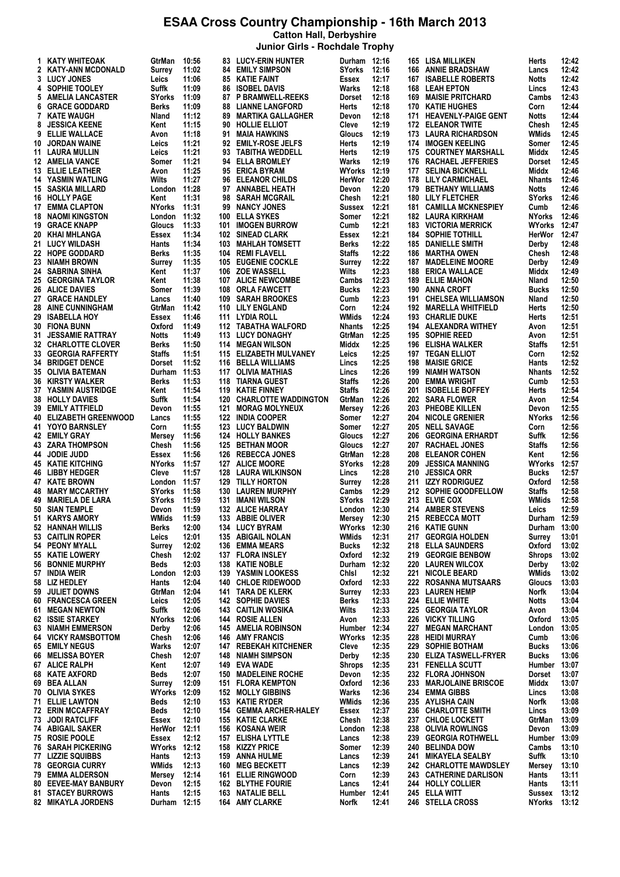# ESAA Cross Country Championship - 16th March 2013

### Catton Hall, Derbyshire

### Junior Girls - Rochdale Trophy

| Pos | Name | County | Time |
|---|---|---|---|
| 1 | KATY WHITEOAK | GtrMan | 10:56 |
| 2 | KATY-ANN MCDONALD | Surrey | 11:02 |
| 3 | LUCY JONES | Leics | 11:06 |
| 4 | SOPHIE TOOLEY | Suffk | 11:09 |
| 5 | AMELIA LANCASTER | SYorks | 11:09 |
| 6 | GRACE GODDARD | Berks | 11:09 |
| 7 | KATE WAUGH | Nland | 11:12 |
| 8 | JESSICA KEENE | Kent | 11:15 |
| 9 | ELLIE WALLACE | Avon | 11:18 |
| 10 | JORDAN WAINE | Leics | 11:21 |
| 11 | LAURA MULLIN | Leics | 11:21 |
| 12 | AMELIA VANCE | Somer | 11:21 |
| 13 | ELLIE LEATHER | Avon | 11:25 |
| 14 | YASMIN WATLING | Wilts | 11:27 |
| 15 | SASKIA MILLARD | London | 11:28 |
| 16 | HOLLY PAGE | Kent | 11:31 |
| 17 | EMMA CLAPTON | NYorks | 11:31 |
| 18 | NAOMI KINGSTON | London | 11:32 |
| 19 | GRACE KNAPP | Gloucs | 11:33 |
| 20 | KHAI MHLANGA | Essex | 11:34 |
| 21 | LUCY WILDASH | Hants | 11:34 |
| 22 | HOPE GODDARD | Berks | 11:35 |
| 23 | NIAMH BROWN | Surrey | 11:35 |
| 24 | SABRINA SINHA | Kent | 11:37 |
| 25 | GEORGINA TAYLOR | Kent | 11:38 |
| 26 | ALICE DAVIES | Somer | 11:39 |
| 27 | GRACE HANDLEY | Lancs | 11:40 |
| 28 | AINE CUNNINGHAM | GtrMan | 11:42 |
| 29 | ISABELLA HOY | Essex | 11:46 |
| 30 | FIONA BUNN | Oxford | 11:49 |
| 31 | JESSAMIE RATTRAY | Notts | 11:49 |
| 32 | CHARLOTTE CLOVER | Berks | 11:50 |
| 33 | GEORGIA RAFFERTY | Staffs | 11:51 |
| 34 | BRIDGET DENCE | Dorset | 11:52 |
| 35 | OLIVIA BATEMAN | Durham | 11:53 |
| 36 | KIRSTY WALKER | Berks | 11:53 |
| 37 | YASMIN AUSTRIDGE | Kent | 11:54 |
| 38 | HOLLY DAVIES | Suffk | 11:54 |
| 39 | EMILY ATTFIELD | Devon | 11:55 |
| 40 | ELIZABETH GREENWOOD | Lancs | 11:55 |
| 41 | YOYO BARNSLEY | Corn | 11:55 |
| 42 | EMILY GRAY | Mersey | 11:56 |
| 43 | ZARA THOMPSON | Chesh | 11:56 |
| 44 | JODIE JUDD | Essex | 11:56 |
| 45 | KATIE KITCHING | NYorks | 11:57 |
| 46 | LIBBY HEDGER | Cleve | 11:57 |
| 47 | KATE BROWN | London | 11:57 |
| 48 | MARY MCCARTHY | SYorks | 11:58 |
| 49 | MARIELA DE LARA | SYorks | 11:59 |
| 50 | SIAN TEMPLE | Devon | 11:59 |
| 51 | KARYS AMORY | WMids | 11:59 |
| 52 | HANNAH WILLIS | Berks | 12:00 |
| 53 | CAITLIN ROPER | Leics | 12:01 |
| 54 | PEONY MYALL | Surrey | 12:02 |
| 55 | KATIE LOWERY | Chesh | 12:02 |
| 56 | BONNIE MURPHY | Beds | 12:03 |
| 57 | INDIA WEIR | London | 12:03 |
| 58 | LIZ HEDLEY | Hants | 12:04 |
| 59 | JULIET DOWNS | GtrMan | 12:04 |
| 60 | FRANCESCA GREEN | Leics | 12:05 |
| 61 | MEGAN NEWTON | Suffk | 12:06 |
| 62 | ISSIE STARKEY | NYorks | 12:06 |
| 63 | NIAMH EMMERSON | Derby | 12:06 |
| 64 | VICKY RAMSBOTTOM | Chesh | 12:06 |
| 65 | EMILY NEGUS | Warks | 12:07 |
| 66 | MELISSA BOYER | Chesh | 12:07 |
| 67 | ALICE RALPH | Kent | 12:07 |
| 68 | KATE AXFORD | Beds | 12:07 |
| 69 | BEA ALLAN | Surrey | 12:09 |
| 70 | OLIVIA SYKES | WYorks | 12:09 |
| 71 | ELLIE LAWTON | Beds | 12:10 |
| 72 | ERIN MCCAFFRAY | Beds | 12:10 |
| 73 | JODI RATCLIFF | Essex | 12:10 |
| 74 | ABIGAIL SAKER | HerWor | 12:11 |
| 75 | ROSIE POOLE | Essex | 12:12 |
| 76 | SARAH PICKERING | WYorks | 12:12 |
| 77 | LIZZIE SQUIBBS | Hants | 12:13 |
| 78 | GEORGIA CURRY | WMids | 12:13 |
| 79 | EMMA ALDERSON | Mersey | 12:14 |
| 80 | EEVEE-MAY BANBURY | Devon | 12:15 |
| 81 | STACEY BURROWS | Hants | 12:15 |
| 82 | MIKAYLA JORDENS | Durham | 12:15 |
| 83 | LUCY-ERIN HUNTER | Durham | 12:16 |
| 84 | EMILY SIMPSON | SYorks | 12:16 |
| 85 | KATIE FAINT | Essex | 12:17 |
| 86 | ISOBEL DAVIS | Warks | 12:18 |
| 87 | P BRAMWELL-REEKS | Dorset | 12:18 |
| 88 | LIANNE LANGFORD | Herts | 12:18 |
| 89 | MARTIKA GALLAGHER | Devon | 12:18 |
| 90 | HOLLIE ELLIOT | Cleve | 12:19 |
| 91 | MAIA HAWKINS | Gloucs | 12:19 |
| 92 | EMILY-ROSE JELFS | Herts | 12:19 |
| 93 | TABITHA WEDDELL | Herts | 12:19 |
| 94 | ELLA BROMLEY | Warks | 12:19 |
| 95 | ERICA BYRAM | WYorks | 12:19 |
| 96 | ELEANOR CHILDS | HerWor | 12:20 |
| 97 | ANNABEL HEATH | Devon | 12:20 |
| 98 | SARAH MCGRAIL | Chesh | 12:21 |
| 99 | NANCY JONES | Sussex | 12:21 |
| 100 | ELLA SYKES | Somer | 12:21 |
| 101 | IMOGEN BURROW | Cumb | 12:21 |
| 102 | SINEAD CLARK | Essex | 12:21 |
| 103 | MAHLAH TOMSETT | Berks | 12:22 |
| 104 | REMI FLAVELL | Staffs | 12:22 |
| 105 | EUGENIE COCKLE | Surrey | 12:22 |
| 106 | ZOE WASSELL | Wilts | 12:23 |
| 107 | ALICE NEWCOMBE | Cambs | 12:23 |
| 108 | ORLA FAWCETT | Bucks | 12:23 |
| 109 | SARAH BROOKES | Cumb | 12:23 |
| 110 | LILY ENGLAND | Corn | 12:24 |
| 111 | LYDIA ROLL | WMids | 12:24 |
| 112 | TABATHA WALFORD | Nhants | 12:25 |
| 113 | LUCY DONAGHY | GtrMan | 12:25 |
| 114 | MEGAN WILSON | Middx | 12:25 |
| 115 | ELIZABETH MULVANEY | Leics | 12:25 |
| 116 | BELLA WILLIAMS | Lincs | 12:25 |
| 117 | OLIVIA MATHIAS | Lincs | 12:26 |
| 118 | TIARNA GUEST | Staffs | 12:26 |
| 119 | KATIE FINNEY | Staffs | 12:26 |
| 120 | CHARLOTTE WADDINGTON | GtrMan | 12:26 |
| 121 | MORAG MOLYNEUX | Mersey | 12:26 |
| 122 | INDIA COOPER | Somer | 12:27 |
| 123 | LUCY BALDWIN | Somer | 12:27 |
| 124 | HOLLY BANKES | Gloucs | 12:27 |
| 125 | BETHAN MOOR | Gloucs | 12:27 |
| 126 | REBECCA JONES | GtrMan | 12:28 |
| 127 | ALICE MOORE | SYorks | 12:28 |
| 128 | LAURA WILKINSON | Lincs | 12:28 |
| 129 | TILLY HORTON | Surrey | 12:28 |
| 130 | LAUREN MURPHY | Cambs | 12:29 |
| 131 | IMANI WILSON | SYorks | 12:29 |
| 132 | ALICE HARRAY | London | 12:30 |
| 133 | ABBIE OLIVER | Mersey | 12:30 |
| 134 | LUCY BYRAM | WYorks | 12:30 |
| 135 | ABIGAIL NOLAN | WMids | 12:31 |
| 136 | EMMA MEARS | Bucks | 12:32 |
| 137 | FLORA INSLEY | Oxford | 12:32 |
| 138 | KATIE NOBLE | Durham | 12:32 |
| 139 | YASMIN LOOKESS | Chlsl | 12:32 |
| 140 | CHLOE RIDEWOOD | Oxford | 12:33 |
| 141 | TARA DE KLERK | Surrey | 12:33 |
| 142 | SOPHIE DAVIES | Berks | 12:33 |
| 143 | CAITLIN WOSIKA | Wilts | 12:33 |
| 144 | ROSIE ALLEN | Avon | 12:33 |
| 145 | AMELIA ROBINSON | Humber | 12:34 |
| 146 | AMY FRANCIS | WYorks | 12:35 |
| 147 | REBEKAH KITCHENER | Cleve | 12:35 |
| 148 | NIAMH SIMPSON | Derby | 12:35 |
| 149 | EVA WADE | Shrops | 12:35 |
| 150 | MADELEINE ROCHE | Devon | 12:35 |
| 151 | FLORA KEMPTON | Oxford | 12:36 |
| 152 | MOLLY GIBBINS | Warks | 12:36 |
| 153 | KATIE RYDER | WMids | 12:36 |
| 154 | GEMMA ARCHER-HALEY | Essex | 12:37 |
| 155 | KATIE CLARKE | Chesh | 12:38 |
| 156 | KOSANA WEIR | London | 12:38 |
| 157 | ELISHA LYTTLE | Lancs | 12:38 |
| 158 | KIZZY PRICE | Somer | 12:39 |
| 159 | ANNA HULME | Lancs | 12:39 |
| 160 | MEG BECKETT | Lancs | 12:39 |
| 161 | ELLIE RINGWOOD | Corn | 12:39 |
| 162 | BLYTHE FOURIE | Lancs | 12:41 |
| 163 | NATALIE BELL | Humber | 12:41 |
| 164 | AMY CLARKE | Norfk | 12:41 |
| 165 | LISA MILLIKEN | Herts | 12:42 |
| 166 | ANNIE BRADSHAW | Lancs | 12:42 |
| 167 | ISABELLE ROBERTS | Notts | 12:42 |
| 168 | LEAH EPTON | Lincs | 12:43 |
| 169 | MAISIE PRITCHARD | Cambs | 12:43 |
| 170 | KATIE HUGHES | Corn | 12:44 |
| 171 | HEAVENLY-PAIGE GENT | Notts | 12:44 |
| 172 | ELEANOR TWITE | Chesh | 12:45 |
| 173 | LAURA RICHARDSON | WMids | 12:45 |
| 174 | IMOGEN KEELING | Somer | 12:45 |
| 175 | COURTNEY MARSHALL | Middx | 12:45 |
| 176 | RACHAEL JEFFERIES | Dorset | 12:45 |
| 177 | SELINA BICKNELL | Middx | 12:46 |
| 178 | LILY CARMICHAEL | Nhants | 12:46 |
| 179 | BETHANY WILLIAMS | Notts | 12:46 |
| 180 | LILY FLETCHER | SYorks | 12:46 |
| 181 | CAMILLA MCKNESPIEY | Cumb | 12:46 |
| 182 | LAURA KIRKHAM | NYorks | 12:46 |
| 183 | VICTORIA MERRICK | WYorks | 12:47 |
| 184 | SOPHIE TOTHILL | HerWor | 12:47 |
| 185 | DANIELLE SMITH | Derby | 12:48 |
| 186 | MARTHA OWEN | Chesh | 12:48 |
| 187 | MADELEINE MOORE | Derby | 12:49 |
| 188 | ERICA WALLACE | Middx | 12:49 |
| 189 | ELLIE MAHON | Nland | 12:50 |
| 190 | ANNA CROFT | Bucks | 12:50 |
| 191 | CHELSEA WILLIAMSON | Nland | 12:50 |
| 192 | MARELLA WHITFIELD | Herts | 12:50 |
| 193 | CHARLIE DUKE | Herts | 12:51 |
| 194 | ALEXANDRA WITHEY | Avon | 12:51 |
| 195 | SOPHIE REED | Avon | 12:51 |
| 196 | ELISHA WALKER | Staffs | 12:51 |
| 197 | TEGAN ELLIOT | Corn | 12:52 |
| 198 | MAISIE GRICE | Hants | 12:52 |
| 199 | NIAMH WATSON | Nhants | 12:52 |
| 200 | EMMA WRIGHT | Cumb | 12:53 |
| 201 | ISOBELLE BOFFEY | Herts | 12:54 |
| 202 | SARA FLOWER | Avon | 12:54 |
| 203 | PHEOBE KILLEN | Devon | 12:55 |
| 204 | NICOLE GRENIER | NYorks | 12:56 |
| 205 | NELL SAVAGE | Corn | 12:56 |
| 206 | GEORGINA ERHARDT | Suffk | 12:56 |
| 207 | RACHAEL JONES | Staffs | 12:56 |
| 208 | ELEANOR COHEN | Kent | 12:56 |
| 209 | JESSICA MANNING | WYorks | 12:57 |
| 210 | JESSICA ORR | Bucks | 12:57 |
| 211 | IZZY RODRIGUEZ | Oxford | 12:58 |
| 212 | SOPHIE GOODFELLOW | Staffs | 12:58 |
| 213 | ELVIE COX | WMids | 12:58 |
| 214 | AMBER STEVENS | Leics | 12:59 |
| 215 | REBECCA MOTT | Durham | 12:59 |
| 216 | KATIE GUNN | Durham | 13:00 |
| 217 | GEORGIA HOLDEN | Surrey | 13:01 |
| 218 | ELLA SAUNDERS | Oxford | 13:02 |
| 219 | GEORGIE BENBOW | Shrops | 13:02 |
| 220 | LAUREN WILCOX | Derby | 13:02 |
| 221 | NICOLE BEARD | WMids | 13:02 |
| 222 | ROSANNA MUTSAARS | Gloucs | 13:03 |
| 223 | LAUREN HEMP | Norfk | 13:04 |
| 224 | ELLIE WHITE | Notts | 13:04 |
| 225 | GEORGIA TAYLOR | Avon | 13:04 |
| 226 | VICKY TILLING | Oxford | 13:05 |
| 227 | MEGAN MARCHANT | London | 13:05 |
| 228 | HEIDI MURRAY | Cumb | 13:06 |
| 229 | SOPHIE BOTHAM | Bucks | 13:06 |
| 230 | ELIZA TASWELL-FRYER | Bucks | 13:06 |
| 231 | FENELLA SCUTT | Humber | 13:07 |
| 232 | FLORA JOHNSON | Dorset | 13:07 |
| 233 | MARJOLAINE BRISCOE | Middx | 13:07 |
| 234 | EMMA GIBBS | Lincs | 13:08 |
| 235 | AYLISHA CAIN | Norfk | 13:08 |
| 236 | CHARLOTTE SMITH | Lincs | 13:09 |
| 237 | CHLOE LOCKETT | GtrMan | 13:09 |
| 238 | OLIVIA ROWLINGS | Devon | 13:09 |
| 239 | GEORGIA ROTHWELL | Humber | 13:09 |
| 240 | BELINDA DOW | Cambs | 13:10 |
| 241 | MIKAYELA SEALBY | Suffk | 13:10 |
| 242 | CHARLOTTE MAWDSLEY | Mersey | 13:10 |
| 243 | CATHERINE DARLISON | Hants | 13:11 |
| 244 | HOLLY COLLIER | Hants | 13:11 |
| 245 | ELLA WITT | Sussex | 13:12 |
| 246 | STELLA CROSS | NYorks | 13:12 |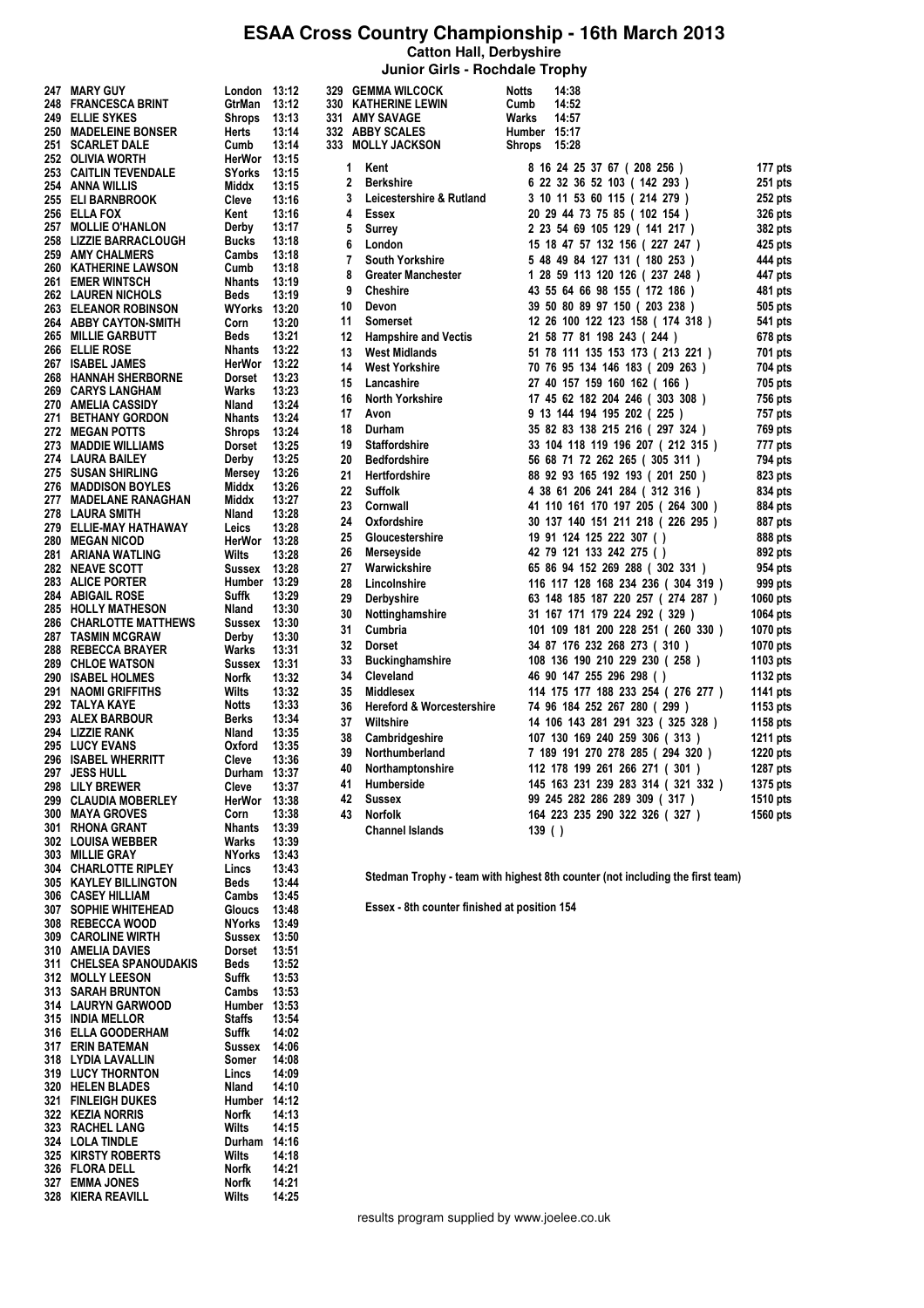# ESAA Cross Country Championship - 16th March 2013

**Catton Hall, Derbyshire**

**Junior Girls - Rochdale Trophy**

| | | | |
|---|---|---|---|
| 247 | MARY GUY | London | 13:12 |
| 248 | FRANCESCA BRINT | GtrMan | 13:12 |
| 249 | ELLIE SYKES | Shrops | 13:13 |
| 250 | MADELEINE BONSER | Herts | 13:14 |
| 251 | SCARLET DALE | Cumb | 13:14 |
| 252 | OLIVIA WORTH | HerWor | 13:15 |
| 253 | CAITLIN TEVENDALE | SYorks | 13:15 |
| 254 | ANNA WILLIS | Middx | 13:15 |
| 255 | ELI BARNBROOK | Cleve | 13:16 |
| 256 | ELLA FOX | Kent | 13:16 |
| 257 | MOLLIE O'HANLON | Derby | 13:17 |
| 258 | LIZZIE BARRACLOUGH | Bucks | 13:18 |
| 259 | AMY CHALMERS | Cambs | 13:18 |
| 260 | KATHERINE LAWSON | Cumb | 13:18 |
| 261 | EMER WINTSCH | Nhants | 13:19 |
| 262 | LAUREN NICHOLS | Beds | 13:19 |
| 263 | ELEANOR ROBINSON | WYorks | 13:20 |
| 264 | ABBY CAYTON-SMITH | Corn | 13:20 |
| 265 | MILLIE GARBUTT | Beds | 13:21 |
| 266 | ELLIE ROSE | Nhants | 13:22 |
| 267 | ISABEL JAMES | HerWor | 13:22 |
| 268 | HANNAH SHERBORNE | Dorset | 13:23 |
| 269 | CARYS LANGHAM | Warks | 13:23 |
| 270 | AMELIA CASSIDY | Nland | 13:24 |
| 271 | BETHANY GORDON | Nhants | 13:24 |
| 272 | MEGAN POTTS | Shrops | 13:24 |
| 273 | MADDIE WILLIAMS | Dorset | 13:25 |
| 274 | LAURA BAILEY | Derby | 13:25 |
| 275 | SUSAN SHIRLING | Mersey | 13:26 |
| 276 | MADDISON BOYLES | Middx | 13:26 |
| 277 | MADELANE RANAGHAN | Middx | 13:27 |
| 278 | LAURA SMITH | Nland | 13:28 |
| 279 | ELLIE-MAY HATHAWAY | Leics | 13:28 |
| 280 | MEGAN NICOD | HerWor | 13:28 |
| 281 | ARIANA WATLING | Wilts | 13:28 |
| 282 | NEAVE SCOTT | Sussex | 13:28 |
| 283 | ALICE PORTER | Humber | 13:29 |
| 284 | ABIGAIL ROSE | Suffk | 13:29 |
| 285 | HOLLY MATHESON | Nland | 13:30 |
| 286 | CHARLOTTE MATTHEWS | Sussex | 13:30 |
| 287 | TASMIN MCGRAW | Derby | 13:30 |
| 288 | REBECCA BRAYER | Warks | 13:31 |
| 289 | CHLOE WATSON | Sussex | 13:31 |
| 290 | ISABEL HOLMES | Norfk | 13:32 |
| 291 | NAOMI GRIFFITHS | Wilts | 13:32 |
| 292 | TALYA KAYE | Notts | 13:33 |
| 293 | ALEX BARBOUR | Berks | 13:34 |
| 294 | LIZZIE RANK | Nland | 13:35 |
| 295 | LUCY EVANS | Oxford | 13:35 |
| 296 | ISABEL WHERRITT | Cleve | 13:36 |
| 297 | JESS HULL | Durham | 13:37 |
| 298 | LILY BREWER | Cleve | 13:37 |
| 299 | CLAUDIA MOBERLEY | HerWor | 13:38 |
| 300 | MAYA GROVES | Corn | 13:38 |
| 301 | RHONA GRANT | Nhants | 13:39 |
| 302 | LOUISA WEBBER | Warks | 13:39 |
| 303 | MILLIE GRAY | NYorks | 13:43 |
| 304 | CHARLOTTE RIPLEY | Lincs | 13:43 |
| 305 | KAYLEY BILLINGTON | Beds | 13:44 |
| 306 | CASEY HILLIAM | Cambs | 13:45 |
| 307 | SOPHIE WHITEHEAD | Gloucs | 13:48 |
| 308 | REBECCA WOOD | NYorks | 13:49 |
| 309 | CAROLINE WIRTH | Sussex | 13:50 |
| 310 | AMELIA DAVIES | Dorset | 13:51 |
| 311 | CHELSEA SPANOUDAKIS | Beds | 13:52 |
| 312 | MOLLY LEESON | Suffk | 13:53 |
| 313 | SARAH BRUNTON | Cambs | 13:53 |
| 314 | LAURYN GARWOOD | Humber | 13:53 |
| 315 | INDIA MELLOR | Staffs | 13:54 |
| 316 | ELLA GOODERHAM | Suffk | 14:02 |
| 317 | ERIN BATEMAN | Sussex | 14:06 |
| 318 | LYDIA LAVALLIN | Somer | 14:08 |
| 319 | LUCY THORNTON | Lincs | 14:09 |
| 320 | HELEN BLADES | Nland | 14:10 |
| 321 | FINLEIGH DUKES | Humber | 14:12 |
| 322 | KEZIA NORRIS | Norfk | 14:13 |
| 323 | RACHEL LANG | Wilts | 14:15 |
| 324 | LOLA TINDLE | Durham | 14:16 |
| 325 | KIRSTY ROBERTS | Wilts | 14:18 |
| 326 | FLORA DELL | Norfk | 14:21 |
| 327 | EMMA JONES | Norfk | 14:21 |
| 328 | KIERA REAVILL | Wilts | 14:25 |
| 329 | GEMMA WILCOCK | Notts | 14:38 |
| 330 | KATHERINE LEWIN | Cumb | 14:52 |
| 331 | AMY SAVAGE | Warks | 14:57 |
| 332 | ABBY SCALES | Humber | 15:17 |
| 333 | MOLLY JACKSON | Shrops | 15:28 |

| | | | |
|---|---|---|---|
| 1 | Kent | 8 16 24 25 37 67 ( 208 256 ) | 177 pts |
| 2 | Berkshire | 6 22 32 36 52 103 ( 142 293 ) | 251 pts |
| 3 | Leicestershire & Rutland | 3 10 11 53 60 115 ( 214 279 ) | 252 pts |
| 4 | Essex | 20 29 44 73 75 85 ( 102 154 ) | 326 pts |
| 5 | Surrey | 2 23 54 69 105 129 ( 141 217 ) | 382 pts |
| 6 | London | 15 18 47 57 132 156 ( 227 247 ) | 425 pts |
| 7 | South Yorkshire | 5 48 49 84 127 131 ( 180 253 ) | 444 pts |
| 8 | Greater Manchester | 1 28 59 113 120 126 ( 237 248 ) | 447 pts |
| 9 | Cheshire | 43 55 64 66 98 155 ( 172 186 ) | 481 pts |
| 10 | Devon | 39 50 80 89 97 150 ( 203 238 ) | 505 pts |
| 11 | Somerset | 12 26 100 122 123 158 ( 174 318 ) | 541 pts |
| 12 | Hampshire and Vectis | 21 58 77 81 198 243 ( 244 ) | 678 pts |
| 13 | West Midlands | 51 78 111 135 153 173 ( 213 221 ) | 701 pts |
| 14 | West Yorkshire | 70 76 95 134 146 183 ( 209 263 ) | 704 pts |
| 15 | Lancashire | 27 40 157 159 160 162 ( 166 ) | 705 pts |
| 16 | North Yorkshire | 17 45 62 182 204 246 ( 303 308 ) | 756 pts |
| 17 | Avon | 9 13 144 194 195 202 ( 225 ) | 757 pts |
| 18 | Durham | 35 82 83 138 215 216 ( 297 324 ) | 769 pts |
| 19 | Staffordshire | 33 104 118 119 196 207 ( 212 315 ) | 777 pts |
| 20 | Bedfordshire | 56 68 71 72 262 265 ( 305 311 ) | 794 pts |
| 21 | Hertfordshire | 88 92 93 165 192 193 ( 201 250 ) | 823 pts |
| 22 | Suffolk | 4 38 61 206 241 284 ( 312 316 ) | 834 pts |
| 23 | Cornwall | 41 110 161 170 197 205 ( 264 300 ) | 884 pts |
| 24 | Oxfordshire | 30 137 140 151 211 218 ( 226 295 ) | 887 pts |
| 25 | Gloucestershire | 19 91 124 125 222 307 ( ) | 888 pts |
| 26 | Merseyside | 42 79 121 133 242 275 ( ) | 892 pts |
| 27 | Warwickshire | 65 86 94 152 269 288 ( 302 331 ) | 954 pts |
| 28 | Lincolnshire | 116 117 128 168 234 236 ( 304 319 ) | 999 pts |
| 29 | Derbyshire | 63 148 185 187 220 257 ( 274 287 ) | 1060 pts |
| 30 | Nottinghamshire | 31 167 171 179 224 292 ( 329 ) | 1064 pts |
| 31 | Cumbria | 101 109 181 200 228 251 ( 260 330 ) | 1070 pts |
| 32 | Dorset | 34 87 176 232 268 273 ( 310 ) | 1070 pts |
| 33 | Buckinghamshire | 108 136 190 210 229 230 ( 258 ) | 1103 pts |
| 34 | Cleveland | 46 90 147 255 296 298 ( ) | 1132 pts |
| 35 | Middlesex | 114 175 177 188 233 254 ( 276 277 ) | 1141 pts |
| 36 | Hereford & Worcestershire | 74 96 184 252 267 280 ( 299 ) | 1153 pts |
| 37 | Wiltshire | 14 106 143 281 291 323 ( 325 328 ) | 1158 pts |
| 38 | Cambridgeshire | 107 130 169 240 259 306 ( 313 ) | 1211 pts |
| 39 | Northumberland | 7 189 191 270 278 285 ( 294 320 ) | 1220 pts |
| 40 | Northamptonshire | 112 178 199 261 266 271 ( 301 ) | 1287 pts |
| 41 | Humberside | 145 163 231 239 283 314 ( 321 332 ) | 1375 pts |
| 42 | Sussex | 99 245 282 286 289 309 ( 317 ) | 1510 pts |
| 43 | Norfolk | 164 223 235 290 322 326 ( 327 ) | 1560 pts |
| | Channel Islands | 139 ( ) | |

**Stedman Trophy - team with highest 8th counter (not including the first team)**

**Essex - 8th counter finished at position 154**

results program supplied by www.joelee.co.uk